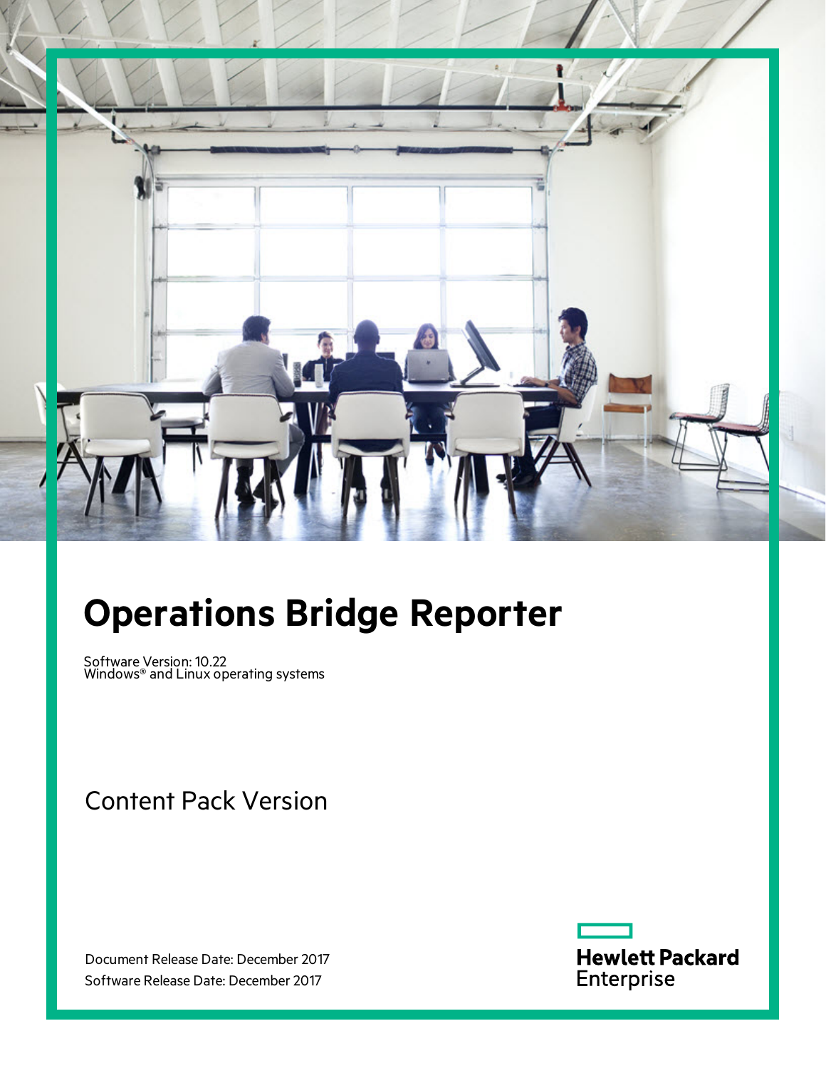# Operations Bridge Reporter

Software Version: 10.22
Windows® and Linux operating systems

## Content Pack Version

Document Release Date: December 2017
Software Release Date: December 2017

Hewlett Packard Enterprise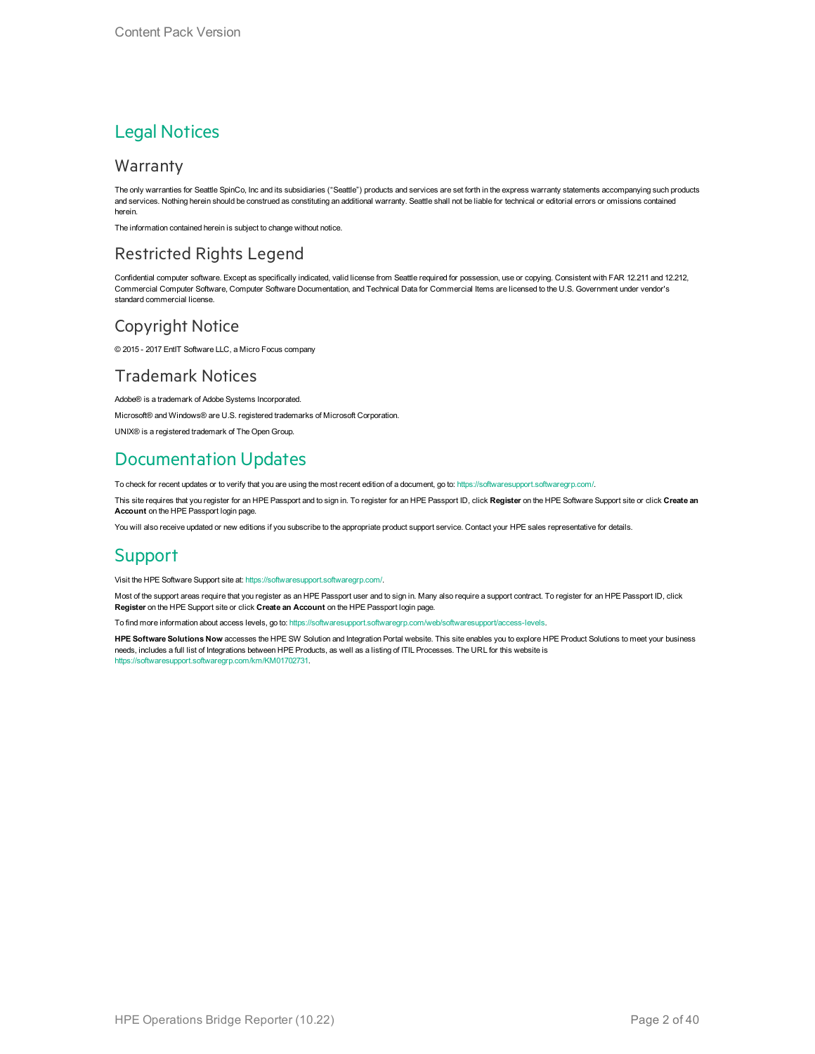## Legal Notices

### Warranty

The only warranties for Seattle SpinCo, Inc and its subsidiaries ("Seattle") products and services are set forth in the express warranty statements accompanying such products and services. Nothing herein should be construed as constituting an additional warranty. Seattle shall not be liable for technical or editorial errors or omissions contained herein.

The information contained herein is subject to change without notice.

### Restricted Rights Legend

Confidential computer software. Except as specifically indicated, valid license from Seattle required for possession, use or copying. Consistent with FAR 12.211 and 12.212, Commercial Computer Software, Computer Software Documentation, and Technical Data for Commercial Items are licensed to the U.S. Government under vendor's standard commercial license.

### Copyright Notice

© 2015 - 2017 EntIT Software LLC, a Micro Focus company

### Trademark Notices

Adobe® is a trademark of Adobe Systems Incorporated.

Microsoft® and Windows® are U.S. registered trademarks of Microsoft Corporation.

UNIX® is a registered trademark of The Open Group.

## Documentation Updates

To check for recent updates or to verify that you are using the most recent edition of a document, go to: https://softwaresupport.softwaregrp.com/.

This site requires that you register for an HPE Passport and to sign in. To register for an HPE Passport ID, click **Register** on the HPE Software Support site or click **Create an Account** on the HPE Passport login page.

You will also receive updated or new editions if you subscribe to the appropriate product support service. Contact your HPE sales representative for details.

## Support

Visit the HPE Software Support site at: https://softwaresupport.softwaregrp.com/.

Most of the support areas require that you register as an HPE Passport user and to sign in. Many also require a support contract. To register for an HPE Passport ID, click **Register** on the HPE Support site or click **Create an Account** on the HPE Passport login page.

To find more information about access levels, go to: https://softwaresupport.softwaregrp.com/web/softwaresupport/access-levels.

**HPE Software Solutions Now** accesses the HPE SW Solution and Integration Portal website. This site enables you to explore HPE Product Solutions to meet your business needs, includes a full list of Integrations between HPE Products, as well as a listing of ITIL Processes. The URL for this website is https://softwaresupport.softwaregrp.com/km/KM01702731.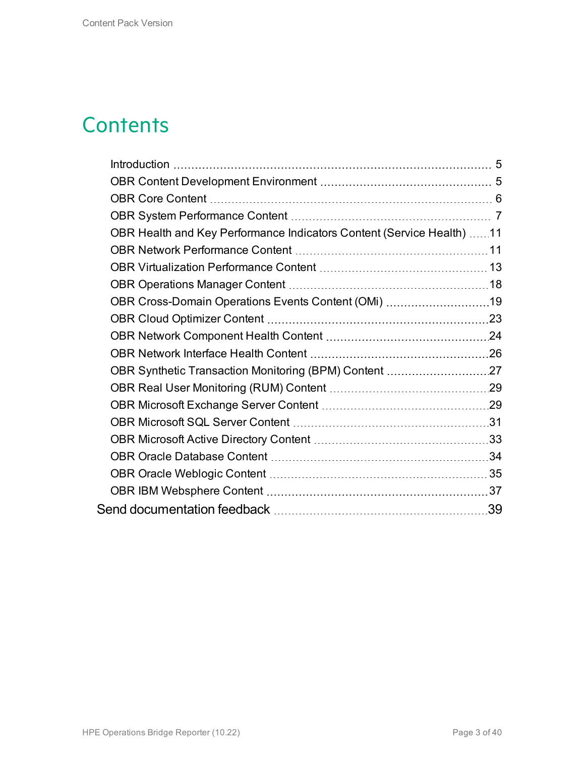# Contents

- Introduction 5
- OBR Content Development Environment 5
- OBR Core Content 6
- OBR System Performance Content 7
- OBR Health and Key Performance Indicators Content (Service Health) 11
- OBR Network Performance Content 11
- OBR Virtualization Performance Content 13
- OBR Operations Manager Content 18
- OBR Cross-Domain Operations Events Content (OMi) 19
- OBR Cloud Optimizer Content 23
- OBR Network Component Health Content 24
- OBR Network Interface Health Content 26
- OBR Synthetic Transaction Monitoring (BPM) Content 27
- OBR Real User Monitoring (RUM) Content 29
- OBR Microsoft Exchange Server Content 29
- OBR Microsoft SQL Server Content 31
- OBR Microsoft Active Directory Content 33
- OBR Oracle Database Content 34
- OBR Oracle Weblogic Content 35
- OBR IBM Websphere Content 37

Send documentation feedback 39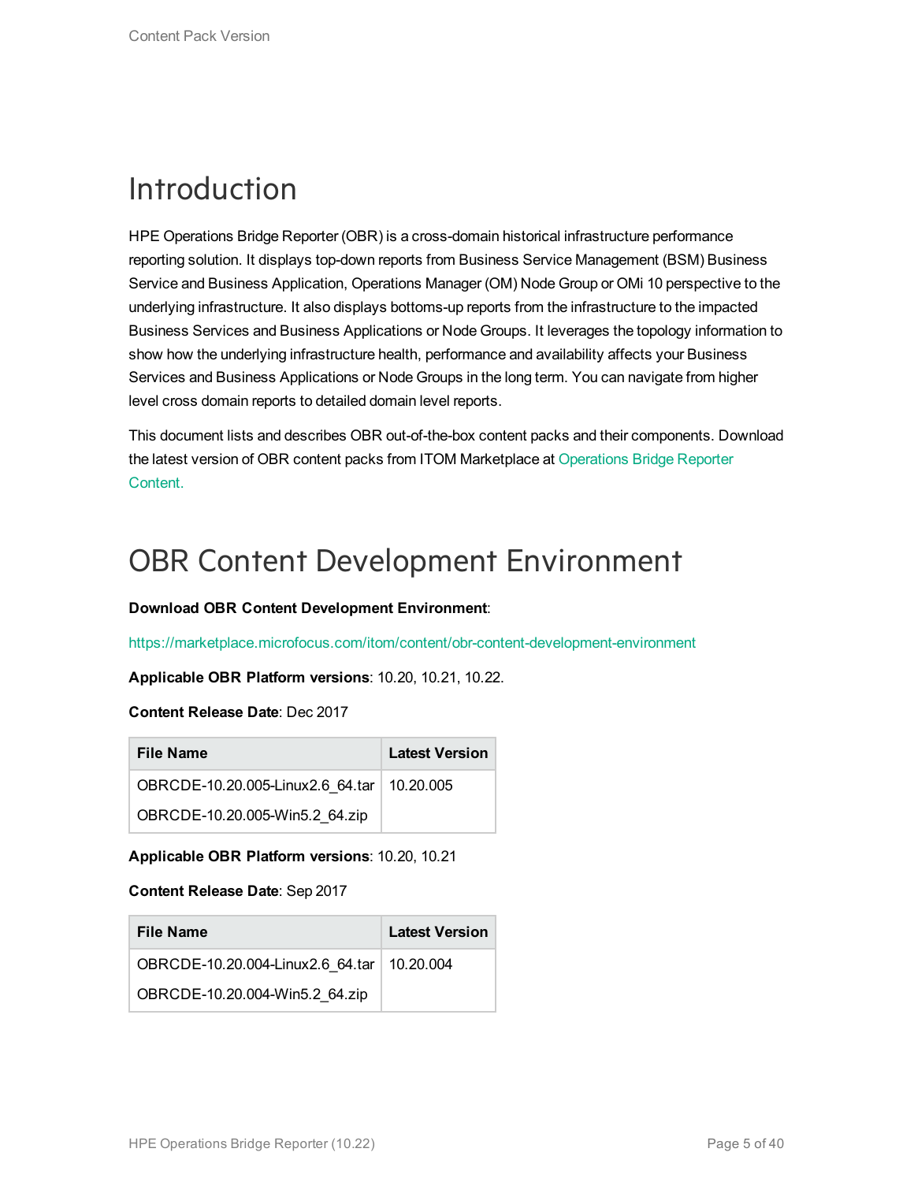# Introduction

HPE Operations Bridge Reporter (OBR) is a cross-domain historical infrastructure performance reporting solution. It displays top-down reports from Business Service Management (BSM) Business Service and Business Application, Operations Manager (OM) Node Group or OMi 10 perspective to the underlying infrastructure. It also displays bottoms-up reports from the infrastructure to the impacted Business Services and Business Applications or Node Groups. It leverages the topology information to show how the underlying infrastructure health, performance and availability affects your Business Services and Business Applications or Node Groups in the long term. You can navigate from higher level cross domain reports to detailed domain level reports.

This document lists and describes OBR out-of-the-box content packs and their components. Download the latest version of OBR content packs from ITOM Marketplace at Operations Bridge Reporter Content.

# OBR Content Development Environment

**Download OBR Content Development Environment**:

https://marketplace.microfocus.com/itom/content/obr-content-development-environment

**Applicable OBR Platform versions**: 10.20, 10.21, 10.22.

**Content Release Date**: Dec 2017

| File Name | Latest Version |
|---|---|
| OBRCDE-10.20.005-Linux2.6_64.tar<br>OBRCDE-10.20.005-Win5.2_64.zip | 10.20.005 |

**Applicable OBR Platform versions**: 10.20, 10.21

**Content Release Date**: Sep 2017

| File Name | Latest Version |
|---|---|
| OBRCDE-10.20.004-Linux2.6_64.tar<br>OBRCDE-10.20.004-Win5.2_64.zip | 10.20.004 |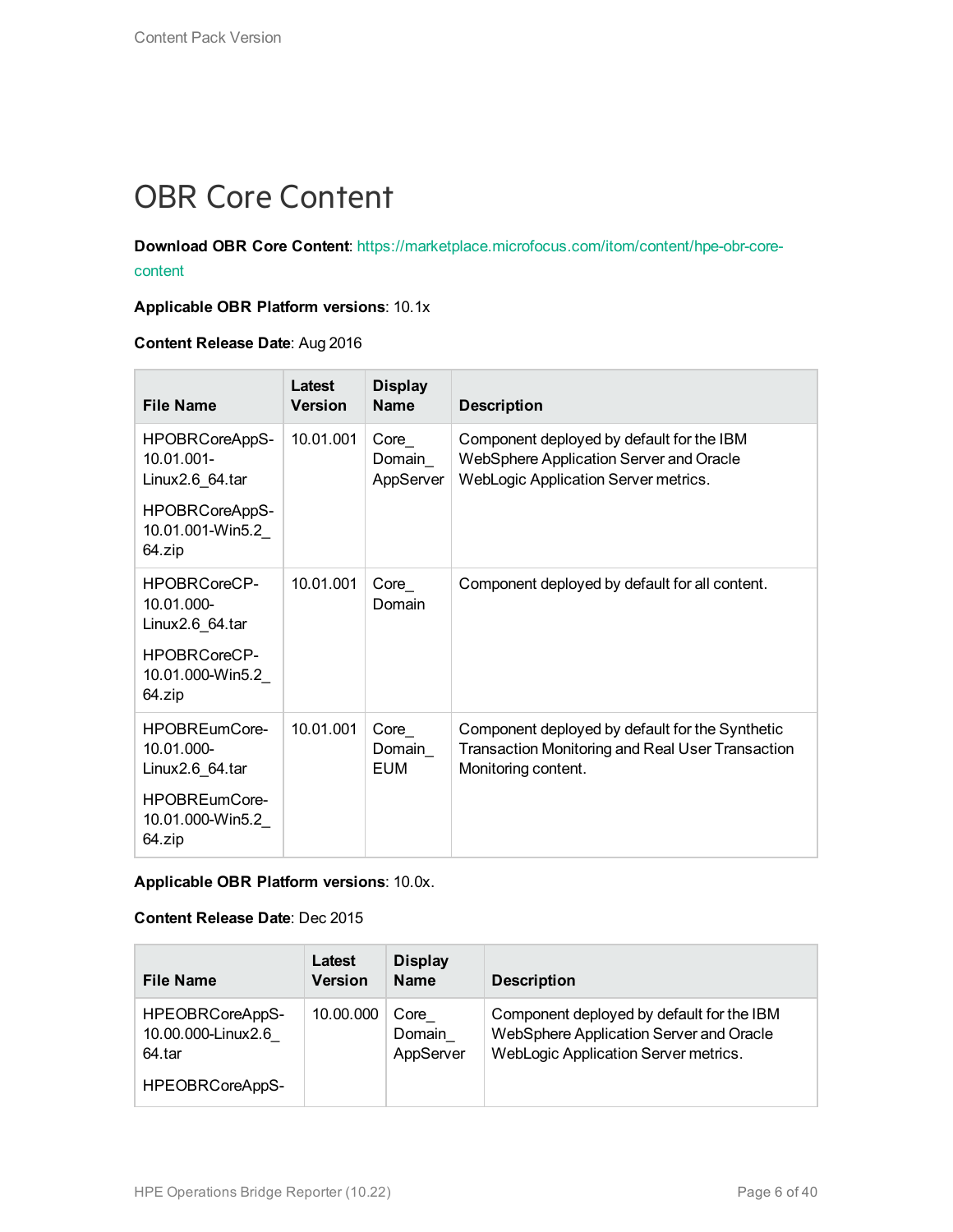# OBR Core Content

**Download OBR Core Content**: https://marketplace.microfocus.com/itom/content/hpe-obr-core-content

**Applicable OBR Platform versions**: 10.1x

**Content Release Date**: Aug 2016

| File Name | Latest Version | Display Name | Description |
|---|---|---|---|
| HPOBRCoreAppS-10.01.001-Linux2.6_64.tar<br><br>HPOBRCoreAppS-10.01.001-Win5.2_64.zip | 10.01.001 | Core_Domain_AppServer | Component deployed by default for the IBM WebSphere Application Server and Oracle WebLogic Application Server metrics. |
| HPOBRCoreCP-10.01.000-Linux2.6_64.tar<br><br>HPOBRCoreCP-10.01.000-Win5.2_64.zip | 10.01.001 | Core_Domain | Component deployed by default for all content. |
| HPOBREumCore-10.01.000-Linux2.6_64.tar<br><br>HPOBREumCore-10.01.000-Win5.2_64.zip | 10.01.001 | Core_Domain_EUM | Component deployed by default for the Synthetic Transaction Monitoring and Real User Transaction Monitoring content. |

**Applicable OBR Platform versions**: 10.0x.

**Content Release Date**: Dec 2015

| File Name | Latest Version | Display Name | Description |
|---|---|---|---|
| HPEOBRCoreAppS-10.00.000-Linux2.6_64.tar<br><br>HPEOBRCoreAppS- | 10.00.000 | Core_Domain_AppServer | Component deployed by default for the IBM WebSphere Application Server and Oracle WebLogic Application Server metrics. |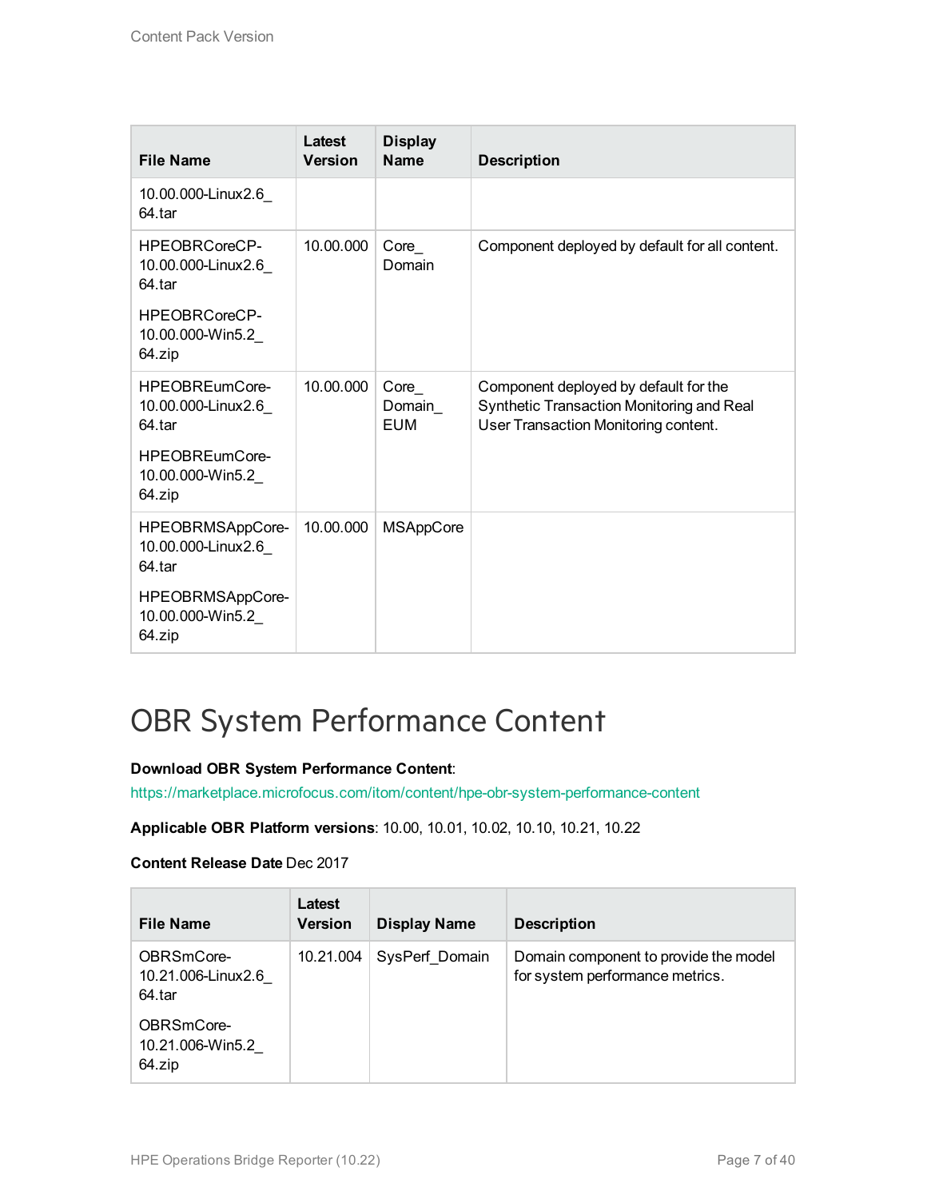| File Name | Latest Version | Display Name | Description |
|---|---|---|---|
| 10.00.000-Linux2.6_64.tar | | | |
| HPEOBRCoreCP-10.00.000-Linux2.6_64.tar<br>HPEOBRCoreCP-10.00.000-Win5.2_64.zip | 10.00.000 | Core_Domain | Component deployed by default for all content. |
| HPEOBREumCore-10.00.000-Linux2.6_64.tar<br>HPEOBREumCore-10.00.000-Win5.2_64.zip | 10.00.000 | Core_Domain_EUM | Component deployed by default for the Synthetic Transaction Monitoring and Real User Transaction Monitoring content. |
| HPEOBRMSAppCore-10.00.000-Linux2.6_64.tar<br>HPEOBRMSAppCore-10.00.000-Win5.2_64.zip | 10.00.000 | MSAppCore | |

# OBR System Performance Content

**Download OBR System Performance Content**:

https://marketplace.microfocus.com/itom/content/hpe-obr-system-performance-content

**Applicable OBR Platform versions**: 10.00, 10.01, 10.02, 10.10, 10.21, 10.22

**Content Release Date** Dec 2017

| File Name | Latest Version | Display Name | Description |
|---|---|---|---|
| OBRSmCore-10.21.006-Linux2.6_64.tar<br>OBRSmCore-10.21.006-Win5.2_64.zip | 10.21.004 | SysPerf_Domain | Domain component to provide the model for system performance metrics. |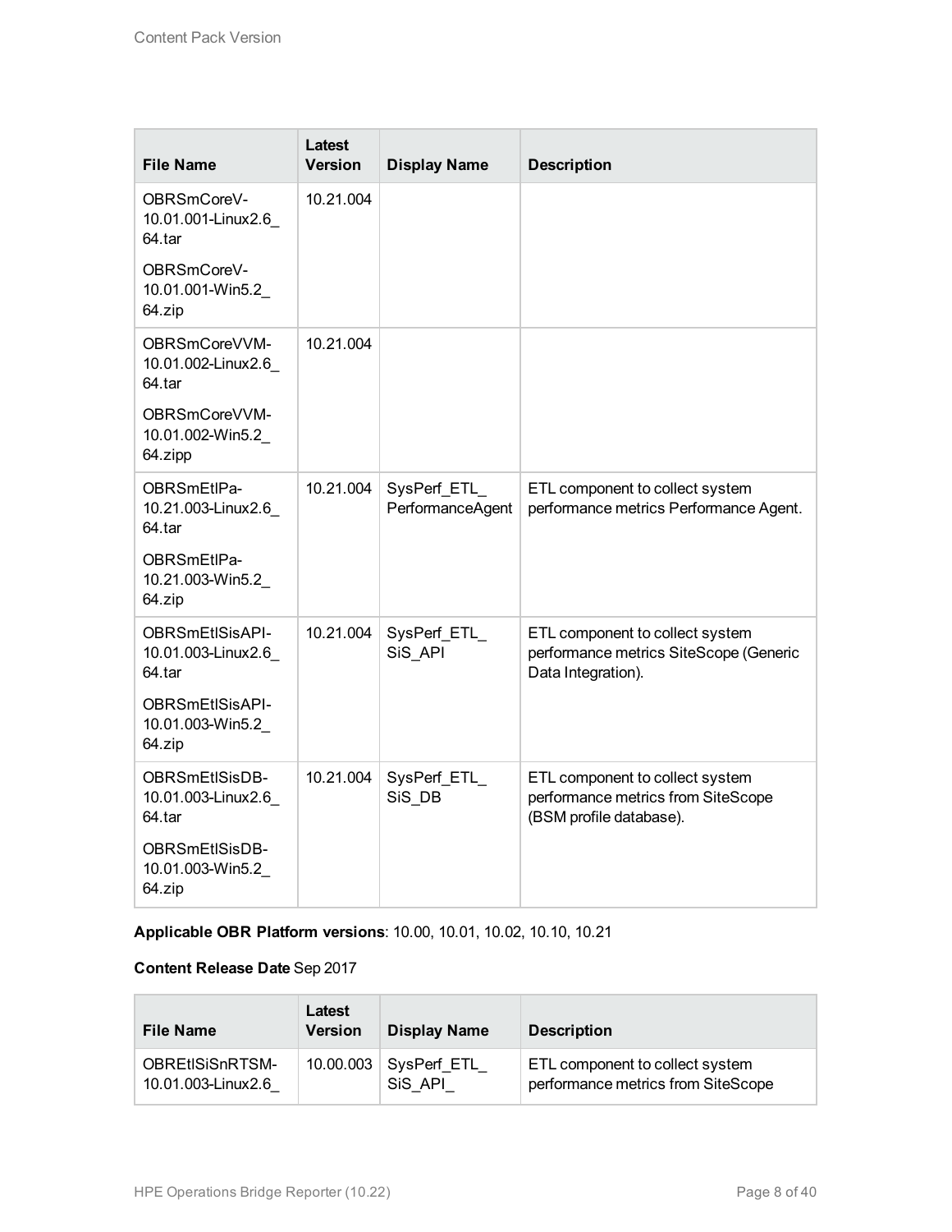| File Name | Latest Version | Display Name | Description |
|---|---|---|---|
| OBRSmCoreV-10.01.001-Linux2.6_64.tar<br><br>OBRSmCoreV-10.01.001-Win5.2_64.zip | 10.21.004 | | |
| OBRSmCoreVVM-10.01.002-Linux2.6_64.tar<br><br>OBRSmCoreVVM-10.01.002-Win5.2_64.zipp | 10.21.004 | | |
| OBRSmEtlPa-10.21.003-Linux2.6_64.tar<br><br>OBRSmEtlPa-10.21.003-Win5.2_64.zip | 10.21.004 | SysPerf_ETL_PerformanceAgent | ETL component to collect system performance metrics Performance Agent. |
| OBRSmEtlSisAPI-10.01.003-Linux2.6_64.tar<br><br>OBRSmEtlSisAPI-10.01.003-Win5.2_64.zip | 10.21.004 | SysPerf_ETL_SiS_API | ETL component to collect system performance metrics SiteScope (Generic Data Integration). |
| OBRSmEtlSisDB-10.01.003-Linux2.6_64.tar<br><br>OBRSmEtlSisDB-10.01.003-Win5.2_64.zip | 10.21.004 | SysPerf_ETL_SiS_DB | ETL component to collect system performance metrics from SiteScope (BSM profile database). |

**Applicable OBR Platform versions**: 10.00, 10.01, 10.02, 10.10, 10.21

**Content Release Date** Sep 2017

| File Name | Latest Version | Display Name | Description |
|---|---|---|---|
| OBREtlSiSnRTSM-10.01.003-Linux2.6_ | 10.00.003 | SysPerf_ETL_SiS_API_ | ETL component to collect system performance metrics from SiteScope |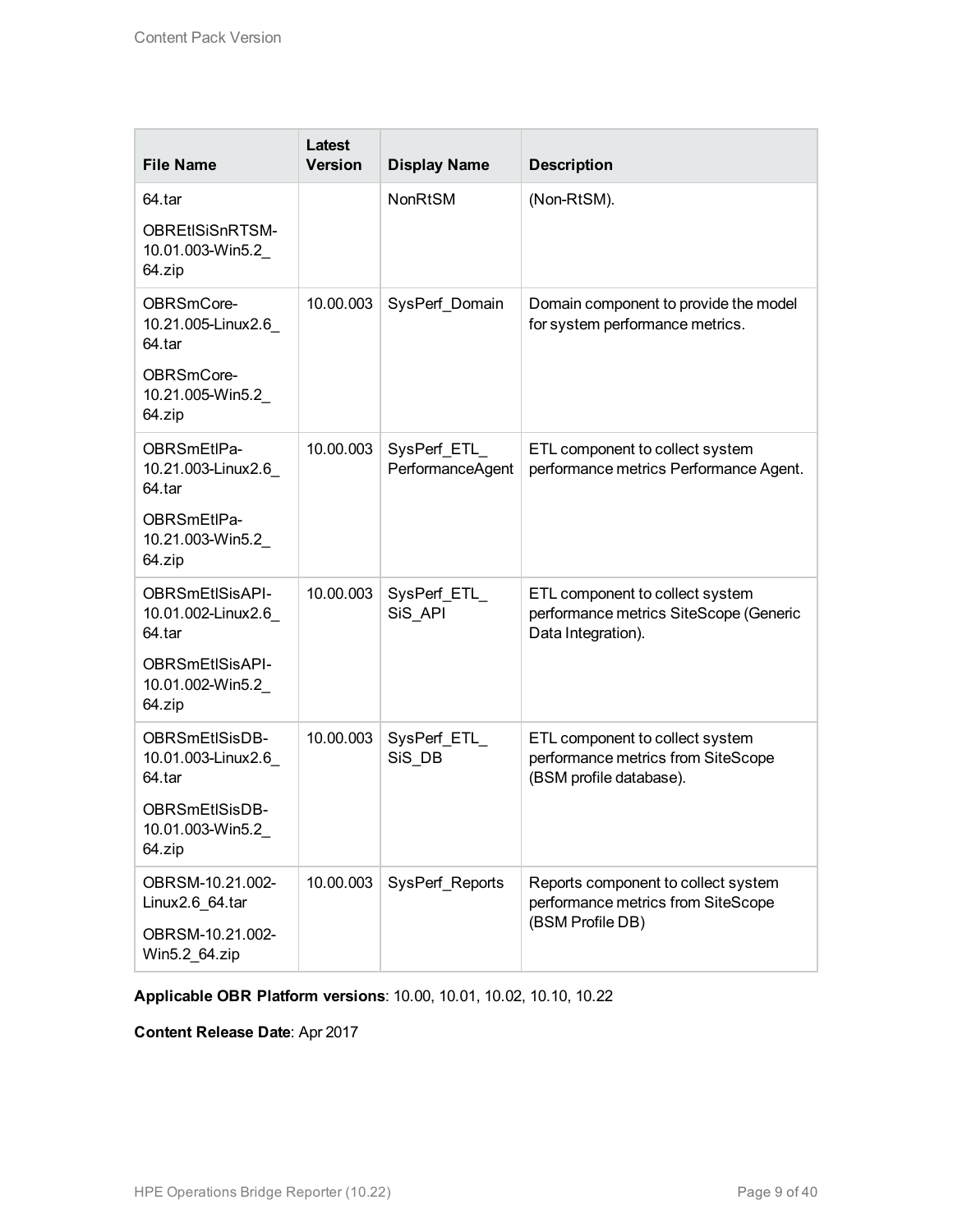| File Name | Latest Version | Display Name | Description |
| --- | --- | --- | --- |
| 64.tar<br>OBREtlSiSnRTSM-10.01.003-Win5.2_64.zip | | NonRtSM | (Non-RtSM). |
| OBRSmCore-10.21.005-Linux2.6_64.tar<br>OBRSmCore-10.21.005-Win5.2_64.zip | 10.00.003 | SysPerf_Domain | Domain component to provide the model for system performance metrics. |
| OBRSmEtlPa-10.21.003-Linux2.6_64.tar<br>OBRSmEtlPa-10.21.003-Win5.2_64.zip | 10.00.003 | SysPerf_ETL_PerformanceAgent | ETL component to collect system performance metrics Performance Agent. |
| OBRSmEtlSisAPI-10.01.002-Linux2.6_64.tar<br>OBRSmEtlSisAPI-10.01.002-Win5.2_64.zip | 10.00.003 | SysPerf_ETL_SiS_API | ETL component to collect system performance metrics SiteScope (Generic Data Integration). |
| OBRSmEtlSisDB-10.01.003-Linux2.6_64.tar<br>OBRSmEtlSisDB-10.01.003-Win5.2_64.zip | 10.00.003 | SysPerf_ETL_SiS_DB | ETL component to collect system performance metrics from SiteScope (BSM profile database). |
| OBRSM-10.21.002-Linux2.6_64.tar<br>OBRSM-10.21.002-Win5.2_64.zip | 10.00.003 | SysPerf_Reports | Reports component to collect system performance metrics from SiteScope (BSM Profile DB) |

**Applicable OBR Platform versions**: 10.00, 10.01, 10.02, 10.10, 10.22

**Content Release Date**: Apr 2017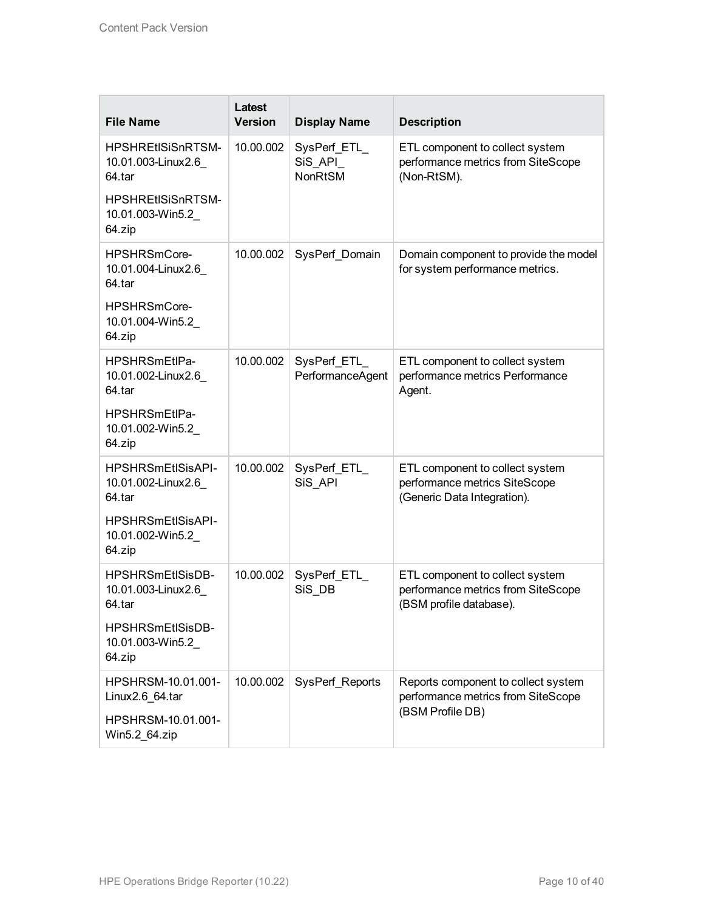| File Name | Latest Version | Display Name | Description |
| --- | --- | --- | --- |
| HPSHREtlSiSnRTSM-10.01.003-Linux2.6_64.tar<br><br>HPSHREtlSiSnRTSM-10.01.003-Win5.2_64.zip | 10.00.002 | SysPerf_ETL_SiS_API_NonRtSM | ETL component to collect system performance metrics from SiteScope (Non-RtSM). |
| HPSHRSmCore-10.01.004-Linux2.6_64.tar<br><br>HPSHRSmCore-10.01.004-Win5.2_64.zip | 10.00.002 | SysPerf_Domain | Domain component to provide the model for system performance metrics. |
| HPSHRSmEtlPa-10.01.002-Linux2.6_64.tar<br><br>HPSHRSmEtlPa-10.01.002-Win5.2_64.zip | 10.00.002 | SysPerf_ETL_PerformanceAgent | ETL component to collect system performance metrics Performance Agent. |
| HPSHRSmEtlSisAPI-10.01.002-Linux2.6_64.tar<br><br>HPSHRSmEtlSisAPI-10.01.002-Win5.2_64.zip | 10.00.002 | SysPerf_ETL_SiS_API | ETL component to collect system performance metrics SiteScope (Generic Data Integration). |
| HPSHRSmEtlSisDB-10.01.003-Linux2.6_64.tar<br><br>HPSHRSmEtlSisDB-10.01.003-Win5.2_64.zip | 10.00.002 | SysPerf_ETL_SiS_DB | ETL component to collect system performance metrics from SiteScope (BSM profile database). |
| HPSHRSM-10.01.001-Linux2.6_64.tar<br><br>HPSHRSM-10.01.001-Win5.2_64.zip | 10.00.002 | SysPerf_Reports | Reports component to collect system performance metrics from SiteScope (BSM Profile DB) |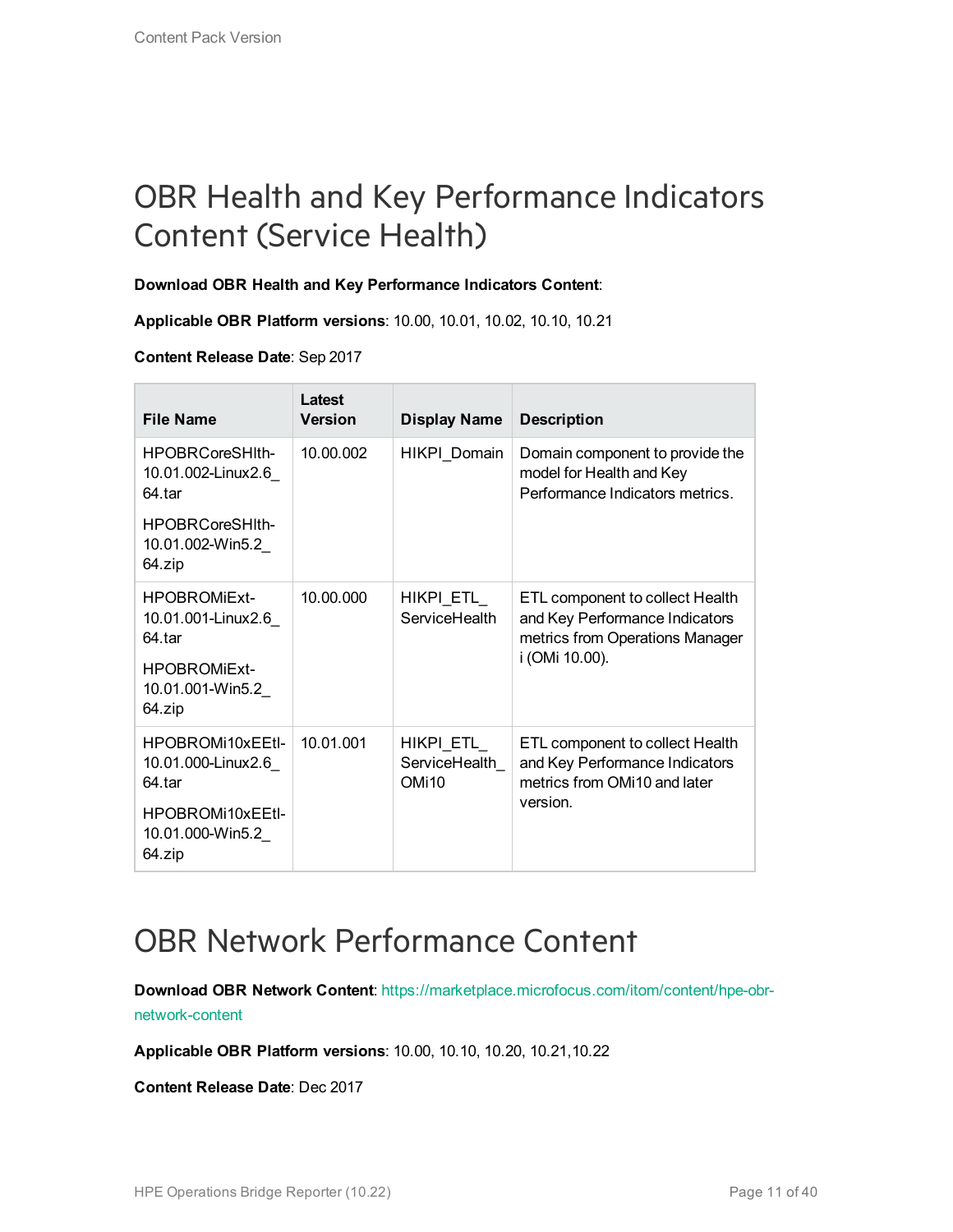# OBR Health and Key Performance Indicators Content (Service Health)

**Download OBR Health and Key Performance Indicators Content**:

**Applicable OBR Platform versions**: 10.00, 10.01, 10.02, 10.10, 10.21

**Content Release Date**: Sep 2017

| File Name | Latest Version | Display Name | Description |
|---|---|---|---|
| HPOBRCoreSHlth-10.01.002-Linux2.6_64.tar<br><br>HPOBRCoreSHlth-10.01.002-Win5.2_64.zip | 10.00.002 | HIKPI_Domain | Domain component to provide the model for Health and Key Performance Indicators metrics. |
| HPOBROMiExt-10.01.001-Linux2.6_64.tar<br><br>HPOBROMiExt-10.01.001-Win5.2_64.zip | 10.00.000 | HIKPI_ETL_ServiceHealth | ETL component to collect Health and Key Performance Indicators metrics from Operations Manager i (OMi 10.00). |
| HPOBROMi10xEEtl-10.01.000-Linux2.6_64.tar<br><br>HPOBROMi10xEEtl-10.01.000-Win5.2_64.zip | 10.01.001 | HIKPI_ETL_ServiceHealth_OMi10 | ETL component to collect Health and Key Performance Indicators metrics from OMi10 and later version. |

# OBR Network Performance Content

**Download OBR Network Content**: https://marketplace.microfocus.com/itom/content/hpe-obr-network-content

**Applicable OBR Platform versions**: 10.00, 10.10, 10.20, 10.21,10.22

**Content Release Date**: Dec 2017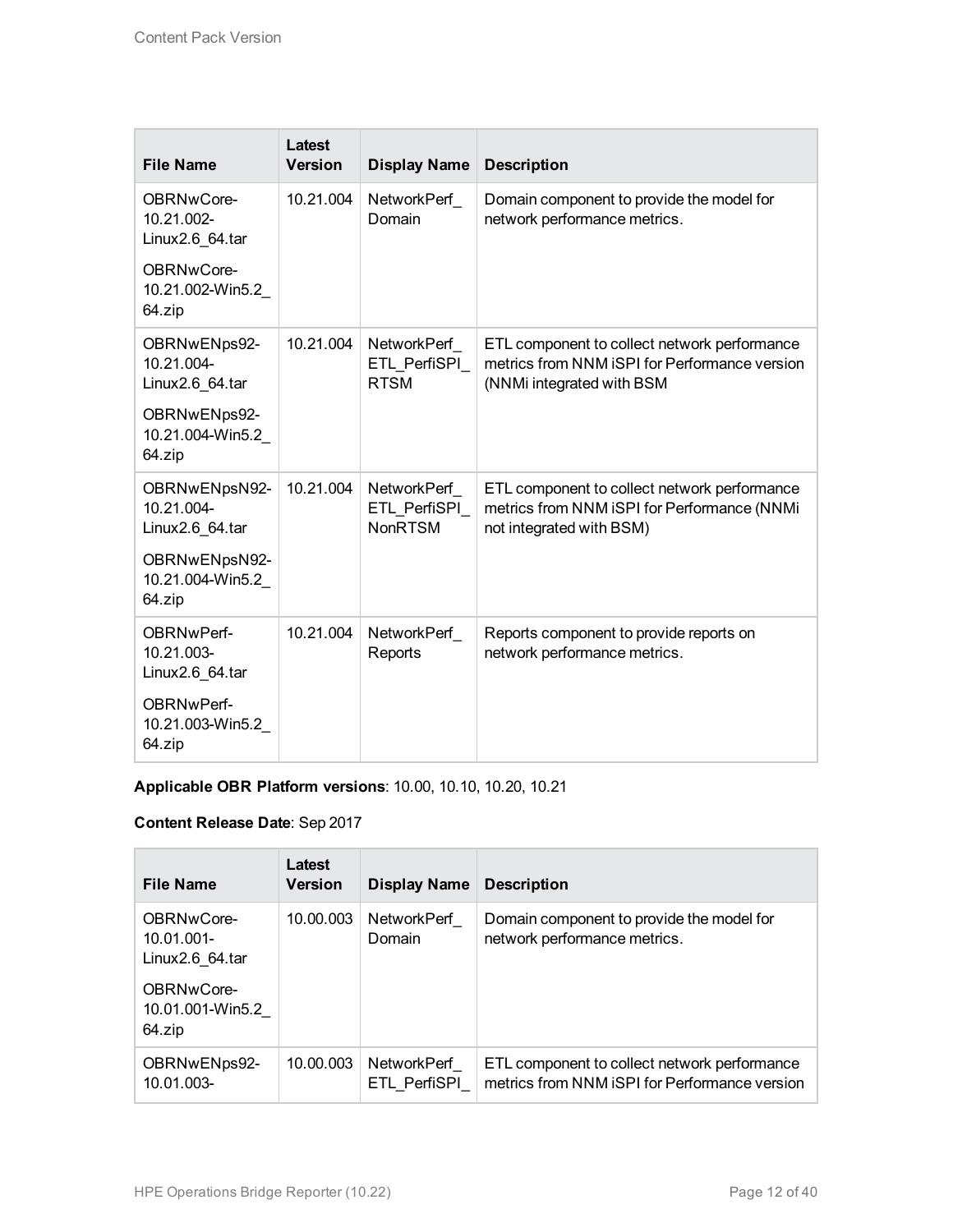| File Name | Latest Version | Display Name | Description |
| --- | --- | --- | --- |
| OBRNwCore-10.21.002-Linux2.6_64.tar<br><br>OBRNwCore-10.21.002-Win5.2_64.zip | 10.21.004 | NetworkPerf_Domain | Domain component to provide the model for network performance metrics. |
| OBRNwENps92-10.21.004-Linux2.6_64.tar<br><br>OBRNwENps92-10.21.004-Win5.2_64.zip | 10.21.004 | NetworkPerf_ETL_PerfiSPI_RTSM | ETL component to collect network performance metrics from NNM iSPI for Performance version (NNMi integrated with BSM |
| OBRNwENpsN92-10.21.004-Linux2.6_64.tar<br><br>OBRNwENpsN92-10.21.004-Win5.2_64.zip | 10.21.004 | NetworkPerf_ETL_PerfiSPI_NonRTSM | ETL component to collect network performance metrics from NNM iSPI for Performance (NNMi not integrated with BSM) |
| OBRNwPerf-10.21.003-Linux2.6_64.tar<br><br>OBRNwPerf-10.21.003-Win5.2_64.zip | 10.21.004 | NetworkPerf_Reports | Reports component to provide reports on network performance metrics. |

**Applicable OBR Platform versions**: 10.00, 10.10, 10.20, 10.21

**Content Release Date**: Sep 2017

| File Name | Latest Version | Display Name | Description |
| --- | --- | --- | --- |
| OBRNwCore-10.01.001-Linux2.6_64.tar<br><br>OBRNwCore-10.01.001-Win5.2_64.zip | 10.00.003 | NetworkPerf_Domain | Domain component to provide the model for network performance metrics. |
| OBRNwENps92-10.01.003- | 10.00.003 | NetworkPerf_ETL_PerfiSPI_ | ETL component to collect network performance metrics from NNM iSPI for Performance version |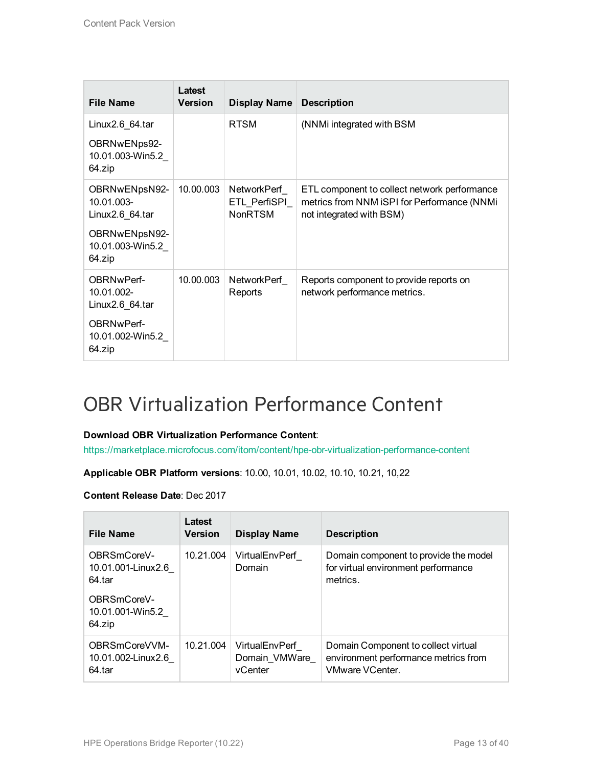| File Name | Latest Version | Display Name | Description |
|---|---|---|---|
| Linux2.6_64.tar<br><br>OBRNwENps92-10.01.003-Win5.2_64.zip | | RTSM | (NNMi integrated with BSM |
| OBRNwENpsN92-10.01.003-Linux2.6_64.tar<br><br>OBRNwENpsN92-10.01.003-Win5.2_64.zip | 10.00.003 | NetworkPerf_ETL_PerfiSPI_NonRTSM | ETL component to collect network performance metrics from NNM iSPI for Performance (NNMi not integrated with BSM) |
| OBRNwPerf-10.01.002-Linux2.6_64.tar<br><br>OBRNwPerf-10.01.002-Win5.2_64.zip | 10.00.003 | NetworkPerf_Reports | Reports component to provide reports on network performance metrics. |

# OBR Virtualization Performance Content

**Download OBR Virtualization Performance Content**:
https://marketplace.microfocus.com/itom/content/hpe-obr-virtualization-performance-content

**Applicable OBR Platform versions**: 10.00, 10.01, 10.02, 10.10, 10.21, 10,22

**Content Release Date**: Dec 2017

| File Name | Latest Version | Display Name | Description |
|---|---|---|---|
| OBRSmCoreV-10.01.001-Linux2.6_64.tar<br><br>OBRSmCoreV-10.01.001-Win5.2_64.zip | 10.21.004 | VirtualEnvPerf_Domain | Domain component to provide the model for virtual environment performance metrics. |
| OBRSmCoreVVM-10.01.002-Linux2.6_64.tar | 10.21.004 | VirtualEnvPerf_Domain_VMWare_vCenter | Domain Component to collect virtual environment performance metrics from VMware VCenter. |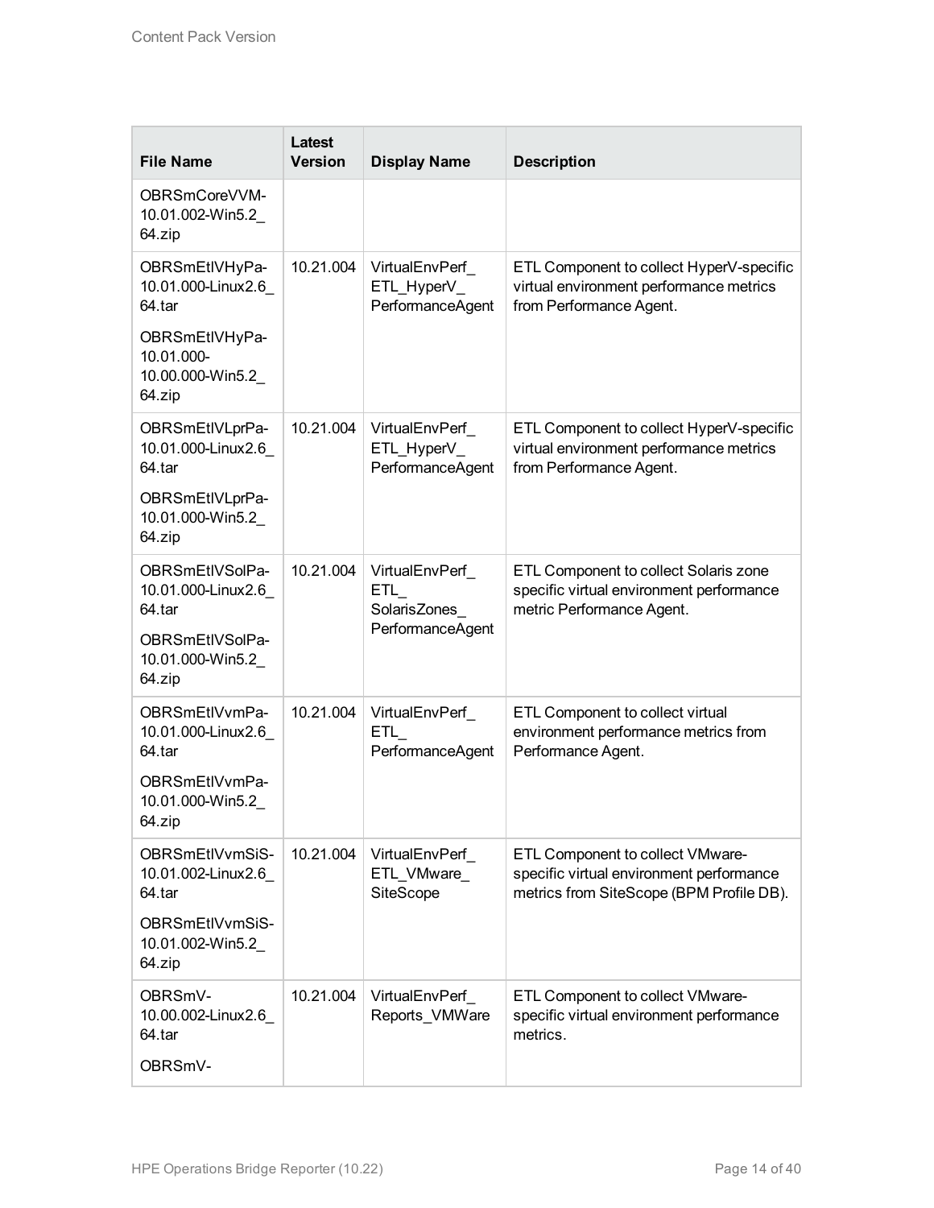| File Name | Latest Version | Display Name | Description |
| --- | --- | --- | --- |
| OBRSmCoreVVM-10.01.002-Win5.2_64.zip | | | |
| OBRSmEtlVHyPa-10.01.000-Linux2.6_64.tar<br><br>OBRSmEtlVHyPa-10.01.000-10.00.000-Win5.2_64.zip | 10.21.004 | VirtualEnvPerf_ETL_HyperV_PerformanceAgent | ETL Component to collect HyperV-specific virtual environment performance metrics from Performance Agent. |
| OBRSmEtlVLprPa-10.01.000-Linux2.6_64.tar<br><br>OBRSmEtlVLprPa-10.01.000-Win5.2_64.zip | 10.21.004 | VirtualEnvPerf_ETL_HyperV_PerformanceAgent | ETL Component to collect HyperV-specific virtual environment performance metrics from Performance Agent. |
| OBRSmEtlVSolPa-10.01.000-Linux2.6_64.tar<br><br>OBRSmEtlVSolPa-10.01.000-Win5.2_64.zip | 10.21.004 | VirtualEnvPerf_ETL_SolarisZones_PerformanceAgent | ETL Component to collect Solaris zone specific virtual environment performance metric Performance Agent. |
| OBRSmEtlVvmPa-10.01.000-Linux2.6_64.tar<br><br>OBRSmEtlVvmPa-10.01.000-Win5.2_64.zip | 10.21.004 | VirtualEnvPerf_ETL_PerformanceAgent | ETL Component to collect virtual environment performance metrics from Performance Agent. |
| OBRSmEtlVvmSiS-10.01.002-Linux2.6_64.tar<br><br>OBRSmEtlVvmSiS-10.01.002-Win5.2_64.zip | 10.21.004 | VirtualEnvPerf_ETL_VMware_SiteScope | ETL Component to collect VMware-specific virtual environment performance metrics from SiteScope (BPM Profile DB). |
| OBRSmV-10.00.002-Linux2.6_64.tar<br><br>OBRSmV- | 10.21.004 | VirtualEnvPerf_Reports_VMWare | ETL Component to collect VMware-specific virtual environment performance metrics. |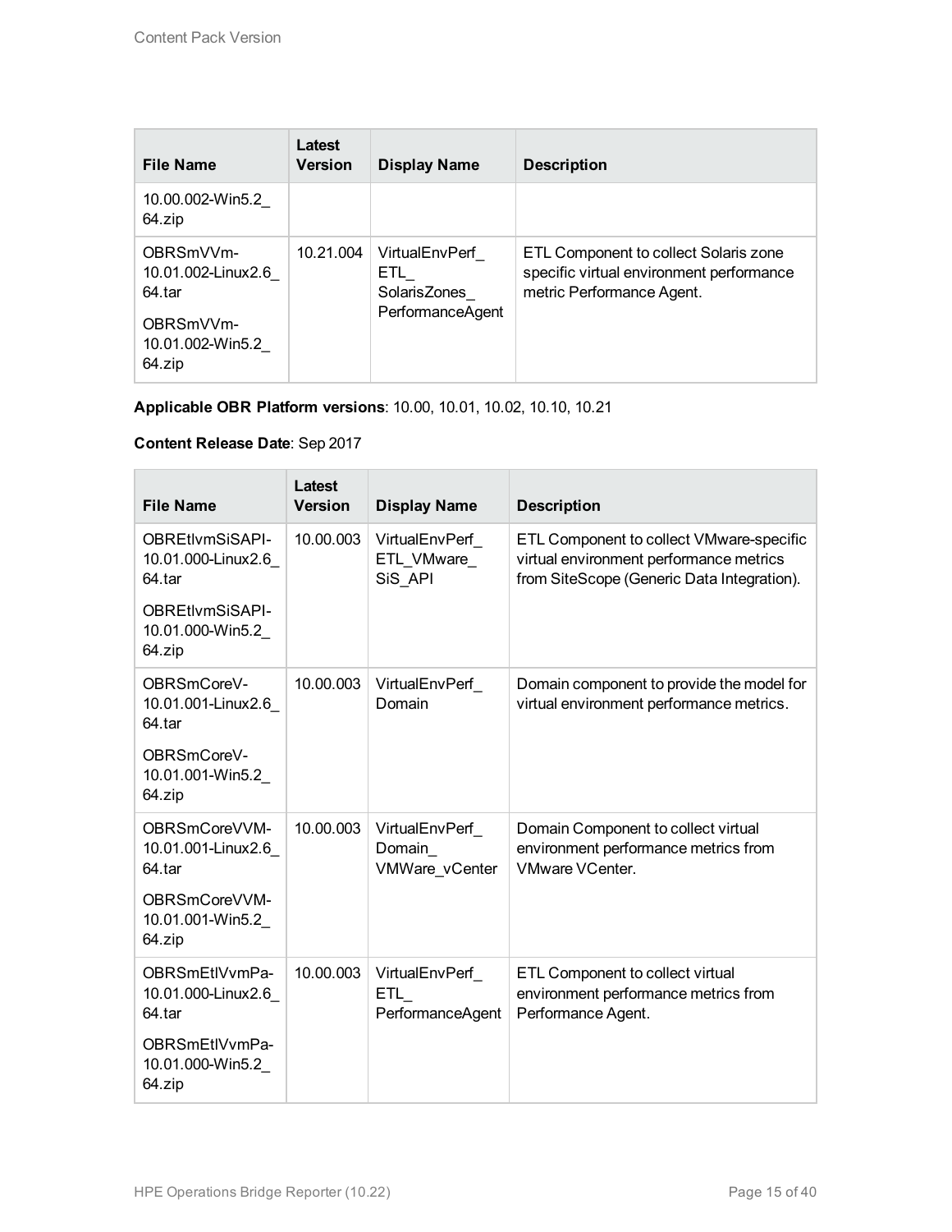| File Name | Latest Version | Display Name | Description |
|---|---|---|---|
| 10.00.002-Win5.2_64.zip | | | |
| OBRSmVVm-10.01.002-Linux2.6_64.tar<br>OBRSmVVm-10.01.002-Win5.2_64.zip | 10.21.004 | VirtualEnvPerf_ETL_SolarisZones_PerformanceAgent | ETL Component to collect Solaris zone specific virtual environment performance metric Performance Agent. |

**Applicable OBR Platform versions**: 10.00, 10.01, 10.02, 10.10, 10.21

**Content Release Date**: Sep 2017

| File Name | Latest Version | Display Name | Description |
|---|---|---|---|
| OBREtlvmSiSAPI-10.01.000-Linux2.6_64.tar<br>OBREtlvmSiSAPI-10.01.000-Win5.2_64.zip | 10.00.003 | VirtualEnvPerf_ETL_VMware_SiS_API | ETL Component to collect VMware-specific virtual environment performance metrics from SiteScope (Generic Data Integration). |
| OBRSmCoreV-10.01.001-Linux2.6_64.tar<br>OBRSmCoreV-10.01.001-Win5.2_64.zip | 10.00.003 | VirtualEnvPerf_Domain | Domain component to provide the model for virtual environment performance metrics. |
| OBRSmCoreVVM-10.01.001-Linux2.6_64.tar<br>OBRSmCoreVVM-10.01.001-Win5.2_64.zip | 10.00.003 | VirtualEnvPerf_Domain_VMWare_vCenter | Domain Component to collect virtual environment performance metrics from VMware VCenter. |
| OBRSmEtlVvmPa-10.01.000-Linux2.6_64.tar<br>OBRSmEtlVvmPa-10.01.000-Win5.2_64.zip | 10.00.003 | VirtualEnvPerf_ETL_PerformanceAgent | ETL Component to collect virtual environment performance metrics from Performance Agent. |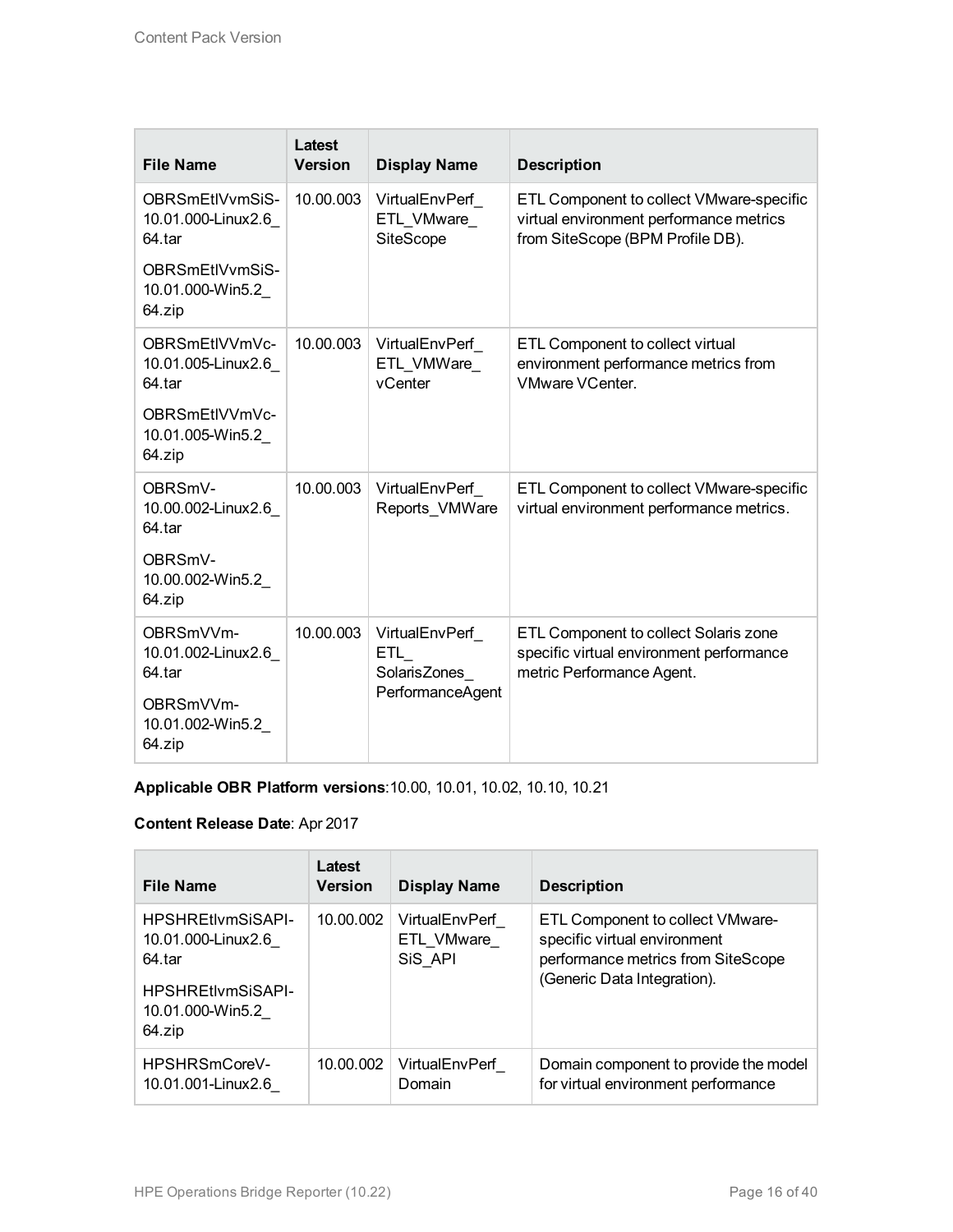| File Name | Latest Version | Display Name | Description |
|---|---|---|---|
| OBRSmEtlVvmSiS-10.01.000-Linux2.6_64.tar<br><br>OBRSmEtlVvmSiS-10.01.000-Win5.2_64.zip | 10.00.003 | VirtualEnvPerf_ETL_VMware_SiteScope | ETL Component to collect VMware-specific virtual environment performance metrics from SiteScope (BPM Profile DB). |
| OBRSmEtlVVmVc-10.01.005-Linux2.6_64.tar<br><br>OBRSmEtlVVmVc-10.01.005-Win5.2_64.zip | 10.00.003 | VirtualEnvPerf_ETL_VMWare_vCenter | ETL Component to collect virtual environment performance metrics from VMware VCenter. |
| OBRSmV-10.00.002-Linux2.6_64.tar<br><br>OBRSmV-10.00.002-Win5.2_64.zip | 10.00.003 | VirtualEnvPerf_Reports_VMWare | ETL Component to collect VMware-specific virtual environment performance metrics. |
| OBRSmVVm-10.01.002-Linux2.6_64.tar<br><br>OBRSmVVm-10.01.002-Win5.2_64.zip | 10.00.003 | VirtualEnvPerf_ETL_SolarisZones_PerformanceAgent | ETL Component to collect Solaris zone specific virtual environment performance metric Performance Agent. |

**Applicable OBR Platform versions**:10.00, 10.01, 10.02, 10.10, 10.21

**Content Release Date**: Apr 2017

| File Name | Latest Version | Display Name | Description |
|---|---|---|---|
| HPSHREtlvmSiSAPI-10.01.000-Linux2.6_64.tar<br><br>HPSHREtlvmSiSAPI-10.01.000-Win5.2_64.zip | 10.00.002 | VirtualEnvPerf_ETL_VMware_SiS_API | ETL Component to collect VMware-specific virtual environment performance metrics from SiteScope (Generic Data Integration). |
| HPSHRSmCoreV-10.01.001-Linux2.6_ | 10.00.002 | VirtualEnvPerf_Domain | Domain component to provide the model for virtual environment performance |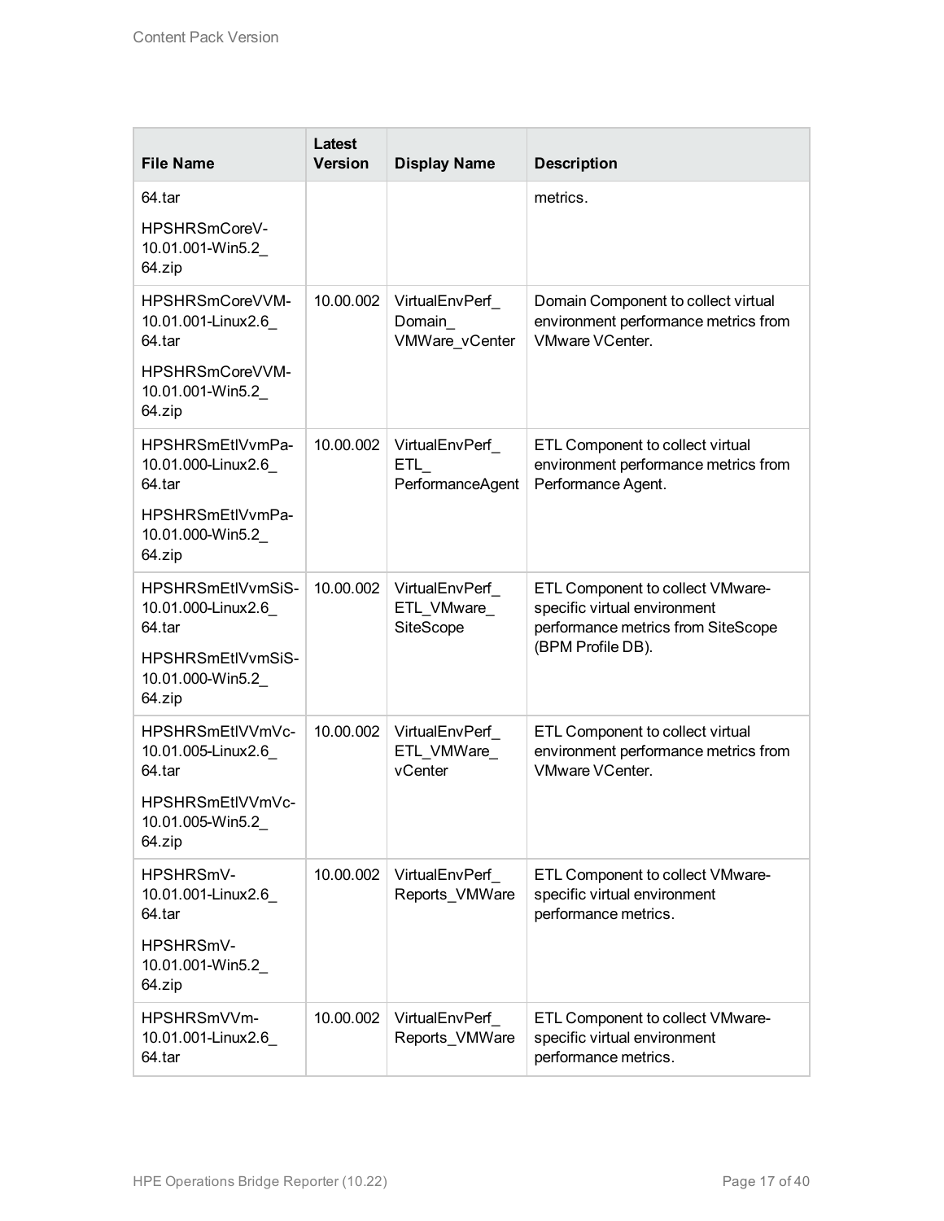| File Name | Latest Version | Display Name | Description |
|---|---|---|---|
| 64.tar<br>HPSHRSmCoreV-10.01.001-Win5.2_64.zip | | | metrics. |
| HPSHRSmCoreVVM-10.01.001-Linux2.6_64.tar<br>HPSHRSmCoreVVM-10.01.001-Win5.2_64.zip | 10.00.002 | VirtualEnvPerf_Domain_VMWare_vCenter | Domain Component to collect virtual environment performance metrics from VMware VCenter. |
| HPSHRSmEtlVvmPa-10.01.000-Linux2.6_64.tar<br>HPSHRSmEtlVvmPa-10.01.000-Win5.2_64.zip | 10.00.002 | VirtualEnvPerf_ETL_PerformanceAgent | ETL Component to collect virtual environment performance metrics from Performance Agent. |
| HPSHRSmEtlVvmSiS-10.01.000-Linux2.6_64.tar<br>HPSHRSmEtlVvmSiS-10.01.000-Win5.2_64.zip | 10.00.002 | VirtualEnvPerf_ETL_VMware_SiteScope | ETL Component to collect VMware-specific virtual environment performance metrics from SiteScope (BPM Profile DB). |
| HPSHRSmEtlVVmVc-10.01.005-Linux2.6_64.tar<br>HPSHRSmEtlVVmVc-10.01.005-Win5.2_64.zip | 10.00.002 | VirtualEnvPerf_ETL_VMWare_vCenter | ETL Component to collect virtual environment performance metrics from VMware VCenter. |
| HPSHRSmV-10.01.001-Linux2.6_64.tar<br>HPSHRSmV-10.01.001-Win5.2_64.zip | 10.00.002 | VirtualEnvPerf_Reports_VMWare | ETL Component to collect VMware-specific virtual environment performance metrics. |
| HPSHRSmVVm-10.01.001-Linux2.6_64.tar | 10.00.002 | VirtualEnvPerf_Reports_VMWare | ETL Component to collect VMware-specific virtual environment performance metrics. |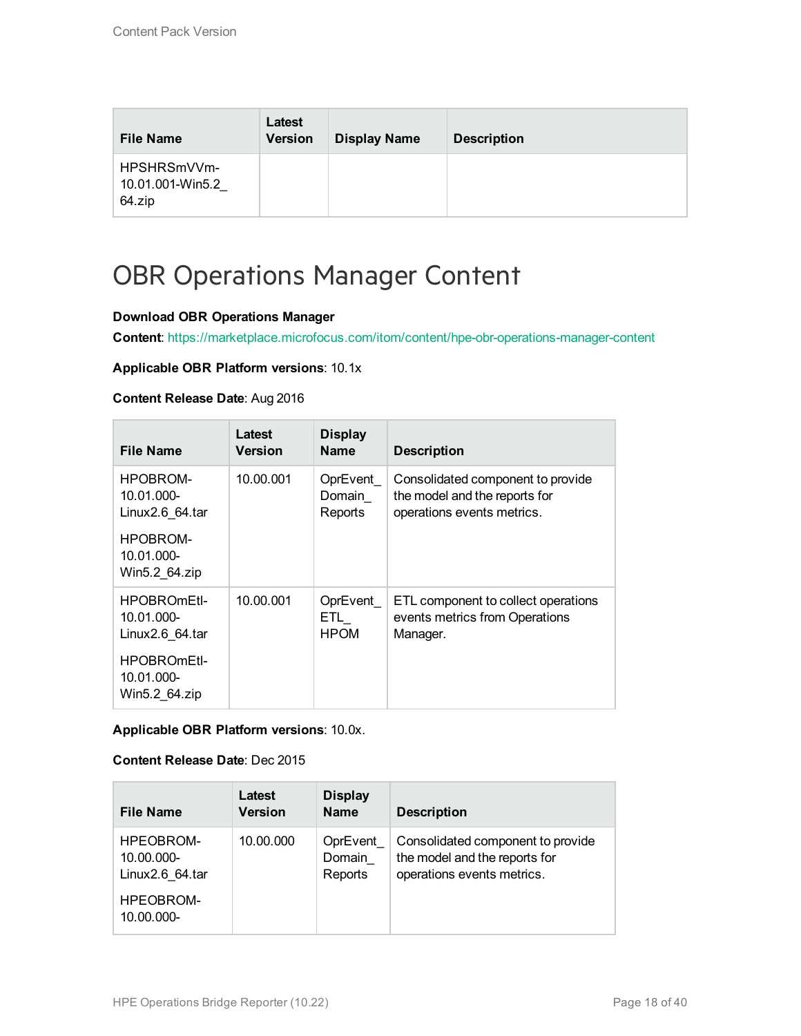| File Name | Latest Version | Display Name | Description |
| --- | --- | --- | --- |
| HPSHRSmVVm-10.01.001-Win5.2_64.zip | | | |

# OBR Operations Manager Content

**Download OBR Operations Manager Content**: https://marketplace.microfocus.com/itom/content/hpe-obr-operations-manager-content

**Applicable OBR Platform versions**: 10.1x

**Content Release Date**: Aug 2016

| File Name | Latest Version | Display Name | Description |
| --- | --- | --- | --- |
| HPOBROM-10.01.000-Linux2.6_64.tar<br><br>HPOBROM-10.01.000-Win5.2_64.zip | 10.00.001 | OprEvent_Domain_Reports | Consolidated component to provide the model and the reports for operations events metrics. |
| HPOBROmEtl-10.01.000-Linux2.6_64.tar<br><br>HPOBROmEtl-10.01.000-Win5.2_64.zip | 10.00.001 | OprEvent_ETL_HPOM | ETL component to collect operations events metrics from Operations Manager. |

**Applicable OBR Platform versions**: 10.0x.

**Content Release Date**: Dec 2015

| File Name | Latest Version | Display Name | Description |
| --- | --- | --- | --- |
| HPEOBROM-10.00.000-Linux2.6_64.tar<br><br>HPEOBROM-10.00.000- | 10.00.000 | OprEvent_Domain_Reports | Consolidated component to provide the model and the reports for operations events metrics. |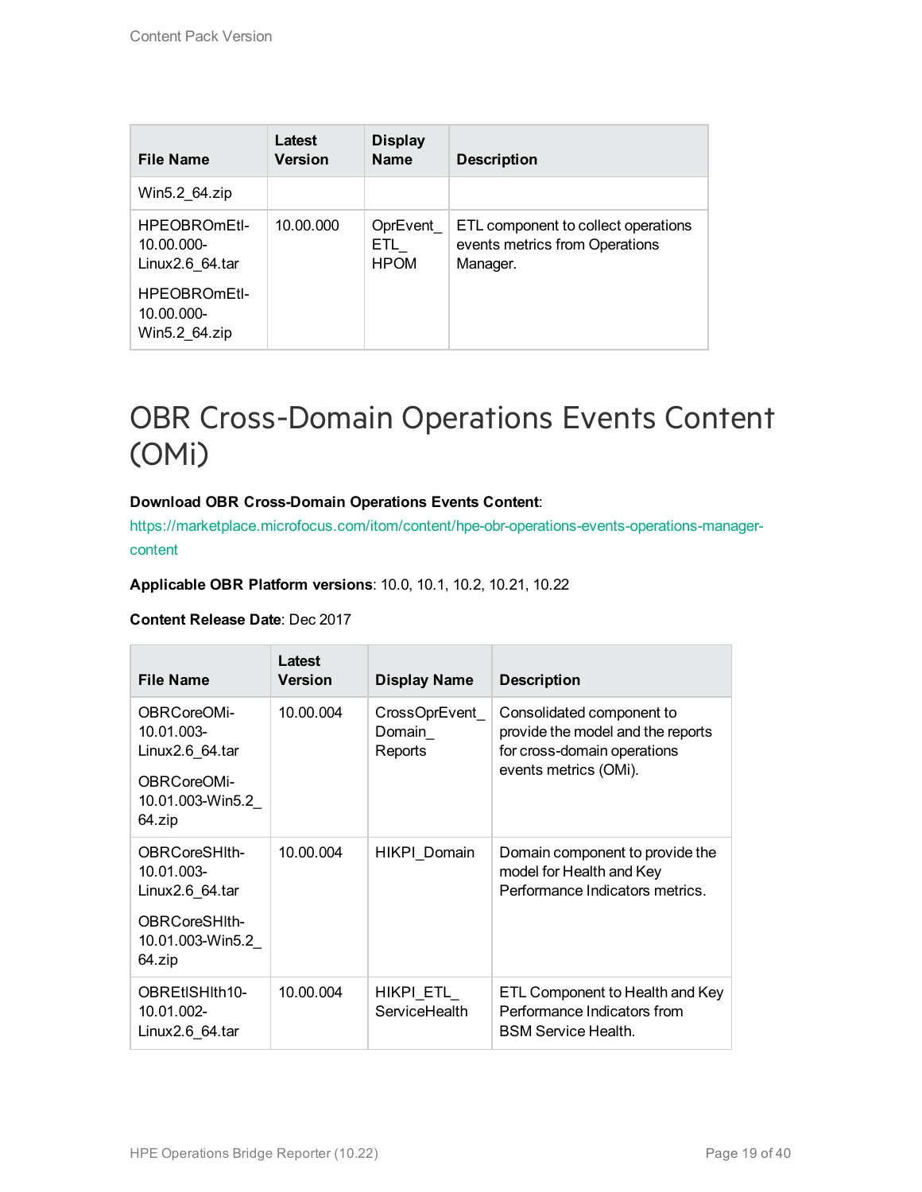| File Name | Latest Version | Display Name | Description |
|---|---|---|---|
| Win5.2_64.zip | | | |
| HPEOBROmEtl-10.00.000-Linux2.6_64.tar<br>HPEOBROmEtl-10.00.000-Win5.2_64.zip | 10.00.000 | OprEvent_ETL_HPOM | ETL component to collect operations events metrics from Operations Manager. |

# OBR Cross-Domain Operations Events Content (OMi)

**Download OBR Cross-Domain Operations Events Content**:

https://marketplace.microfocus.com/itom/content/hpe-obr-operations-events-operations-manager-content

**Applicable OBR Platform versions**: 10.0, 10.1, 10.2, 10.21, 10.22

**Content Release Date**: Dec 2017

| File Name | Latest Version | Display Name | Description |
|---|---|---|---|
| OBRCoreOMi-10.01.003-Linux2.6_64.tar<br>OBRCoreOMi-10.01.003-Win5.2_64.zip | 10.00.004 | CrossOprEvent_Domain_Reports | Consolidated component to provide the model and the reports for cross-domain operations events metrics (OMi). |
| OBRCoreSHlth-10.01.003-Linux2.6_64.tar<br>OBRCoreSHlth-10.01.003-Win5.2_64.zip | 10.00.004 | HIKPI_Domain | Domain component to provide the model for Health and Key Performance Indicators metrics. |
| OBREtlSHlth10-10.01.002-Linux2.6_64.tar | 10.00.004 | HIKPI_ETL_ServiceHealth | ETL Component to Health and Key Performance Indicators from BSM Service Health. |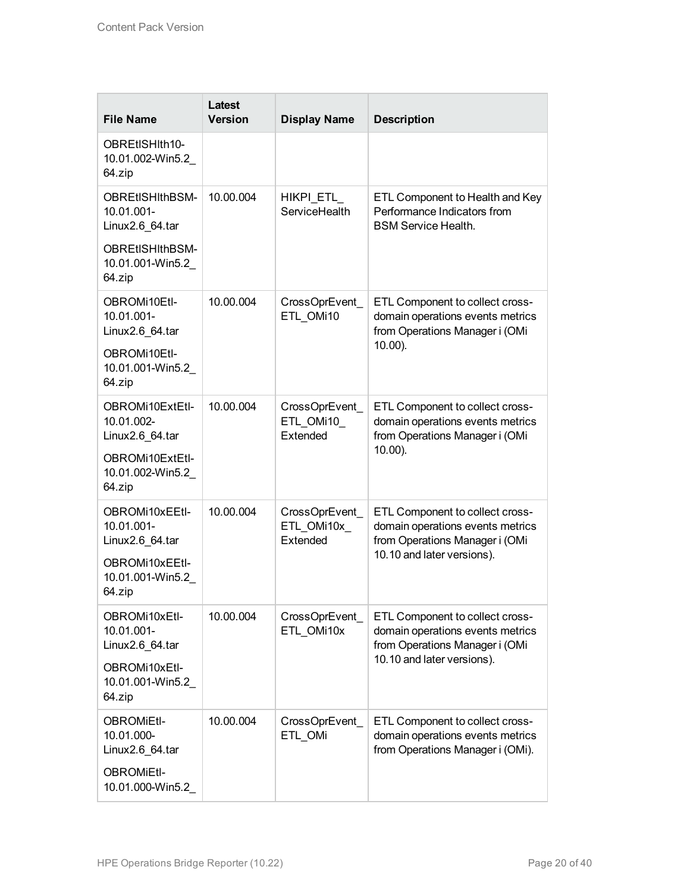| File Name | Latest Version | Display Name | Description |
|---|---|---|---|
| OBREtlSHlth10-10.01.002-Win5.2_64.zip | | | |
| OBREtlSHlthBSM-10.01.001-Linux2.6_64.tar<br><br>OBREtlSHlthBSM-10.01.001-Win5.2_64.zip | 10.00.004 | HIKPI_ETL_ServiceHealth | ETL Component to Health and Key Performance Indicators from BSM Service Health. |
| OBROMi10Etl-10.01.001-Linux2.6_64.tar<br><br>OBROMi10Etl-10.01.001-Win5.2_64.zip | 10.00.004 | CrossOprEvent_ETL_OMi10 | ETL Component to collect cross-domain operations events metrics from Operations Manager i (OMi 10.00). |
| OBROMi10ExtEtl-10.01.002-Linux2.6_64.tar<br><br>OBROMi10ExtEtl-10.01.002-Win5.2_64.zip | 10.00.004 | CrossOprEvent_ETL_OMi10_Extended | ETL Component to collect cross-domain operations events metrics from Operations Manager i (OMi 10.00). |
| OBROMi10xEEtl-10.01.001-Linux2.6_64.tar<br><br>OBROMi10xEEtl-10.01.001-Win5.2_64.zip | 10.00.004 | CrossOprEvent_ETL_OMi10x_Extended | ETL Component to collect cross-domain operations events metrics from Operations Manager i (OMi 10.10 and later versions). |
| OBROMi10xEtl-10.01.001-Linux2.6_64.tar<br><br>OBROMi10xEtl-10.01.001-Win5.2_64.zip | 10.00.004 | CrossOprEvent_ETL_OMi10x | ETL Component to collect cross-domain operations events metrics from Operations Manager i (OMi 10.10 and later versions). |
| OBROMiEtl-10.01.000-Linux2.6_64.tar<br><br>OBROMiEtl-10.01.000-Win5.2_ | 10.00.004 | CrossOprEvent_ETL_OMi | ETL Component to collect cross-domain operations events metrics from Operations Manager i (OMi). |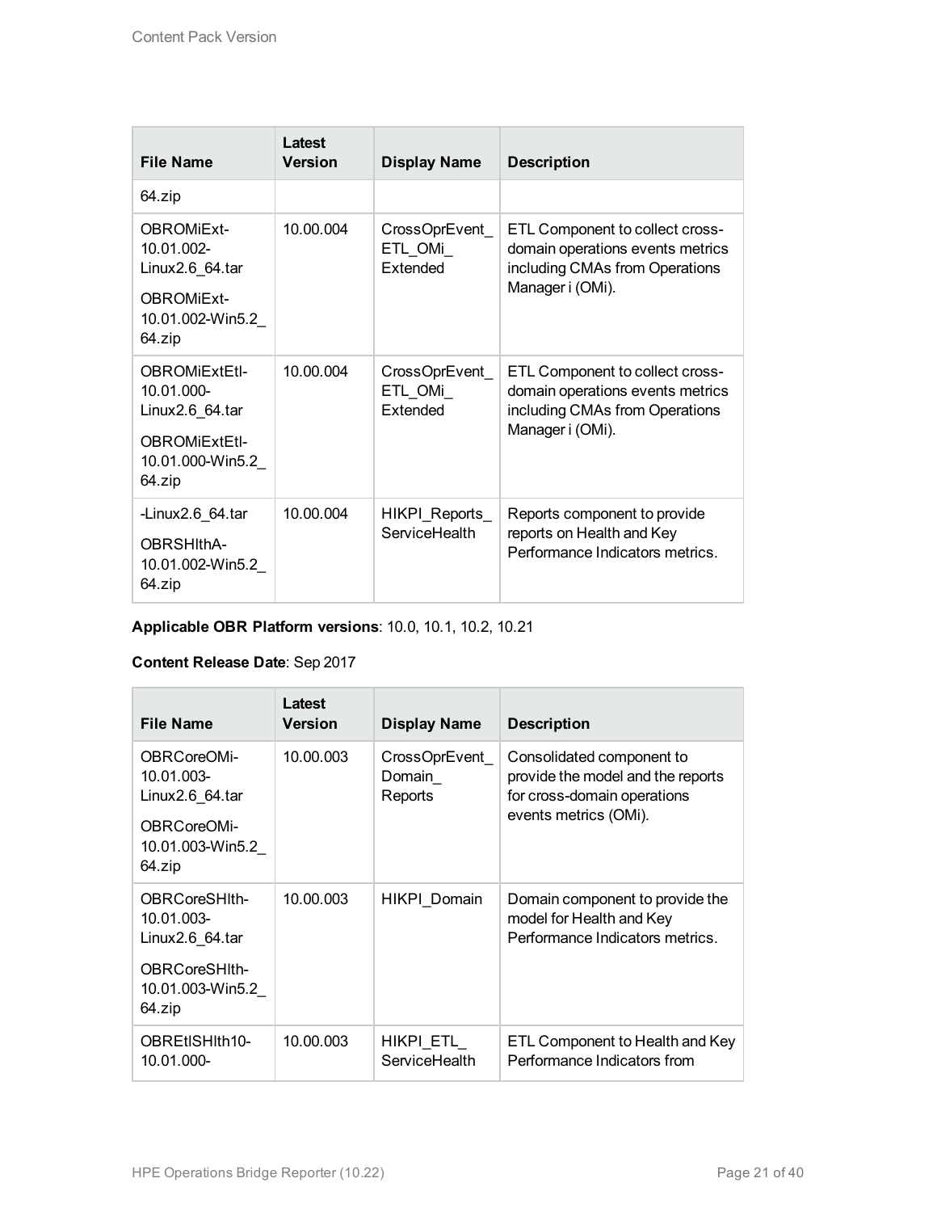| File Name | Latest Version | Display Name | Description |
|---|---|---|---|
| 64.zip | | | |
| OBROMiExt-10.01.002-Linux2.6_64.tar<br>OBROMiExt-10.01.002-Win5.2_64.zip | 10.00.004 | CrossOprEvent_ETL_OMi_Extended | ETL Component to collect cross-domain operations events metrics including CMAs from Operations Manager i (OMi). |
| OBROMiExtEtl-10.01.000-Linux2.6_64.tar<br>OBROMiExtEtl-10.01.000-Win5.2_64.zip | 10.00.004 | CrossOprEvent_ETL_OMi_Extended | ETL Component to collect cross-domain operations events metrics including CMAs from Operations Manager i (OMi). |
| -Linux2.6_64.tar<br>OBRSHlthA-10.01.002-Win5.2_64.zip | 10.00.004 | HIKPI_Reports_ServiceHealth | Reports component to provide reports on Health and Key Performance Indicators metrics. |

**Applicable OBR Platform versions**: 10.0, 10.1, 10.2, 10.21

**Content Release Date**: Sep 2017

| File Name | Latest Version | Display Name | Description |
|---|---|---|---|
| OBRCoreOMi-10.01.003-Linux2.6_64.tar<br>OBRCoreOMi-10.01.003-Win5.2_64.zip | 10.00.003 | CrossOprEvent_Domain_Reports | Consolidated component to provide the model and the reports for cross-domain operations events metrics (OMi). |
| OBRCoreSHlth-10.01.003-Linux2.6_64.tar<br>OBRCoreSHlth-10.01.003-Win5.2_64.zip | 10.00.003 | HIKPI_Domain | Domain component to provide the model for Health and Key Performance Indicators metrics. |
| OBREtlSHlth10-10.01.000- | 10.00.003 | HIKPI_ETL_ServiceHealth | ETL Component to Health and Key Performance Indicators from |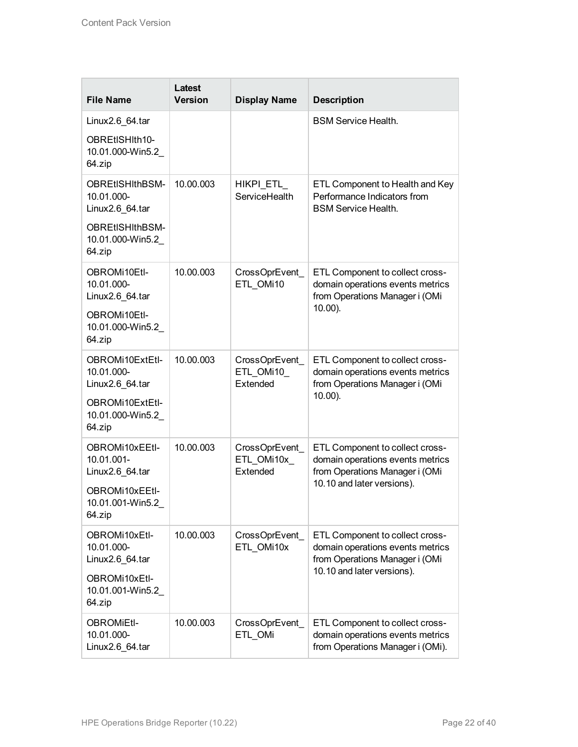| File Name | Latest Version | Display Name | Description |
| --- | --- | --- | --- |
| Linux2.6_64.tar<br>OBREtlSHlth10-10.01.000-Win5.2_64.zip | | | BSM Service Health. |
| OBREtlSHlthBSM-10.01.000-Linux2.6_64.tar<br>OBREtlSHlthBSM-10.01.000-Win5.2_64.zip | 10.00.003 | HIKPI_ETL_ServiceHealth | ETL Component to Health and Key Performance Indicators from BSM Service Health. |
| OBROMi10Etl-10.01.000-Linux2.6_64.tar<br>OBROMi10Etl-10.01.000-Win5.2_64.zip | 10.00.003 | CrossOprEvent_ETL_OMi10 | ETL Component to collect cross-domain operations events metrics from Operations Manager i (OMi 10.00). |
| OBROMi10ExtEtl-10.01.000-Linux2.6_64.tar<br>OBROMi10ExtEtl-10.01.000-Win5.2_64.zip | 10.00.003 | CrossOprEvent_ETL_OMi10_Extended | ETL Component to collect cross-domain operations events metrics from Operations Manager i (OMi 10.00). |
| OBROMi10xEEtl-10.01.001-Linux2.6_64.tar<br>OBROMi10xEEtl-10.01.001-Win5.2_64.zip | 10.00.003 | CrossOprEvent_ETL_OMi10x_Extended | ETL Component to collect cross-domain operations events metrics from Operations Manager i (OMi 10.10 and later versions). |
| OBROMi10xEtl-10.01.000-Linux2.6_64.tar<br>OBROMi10xEtl-10.01.001-Win5.2_64.zip | 10.00.003 | CrossOprEvent_ETL_OMi10x | ETL Component to collect cross-domain operations events metrics from Operations Manager i (OMi 10.10 and later versions). |
| OBROMiEtl-10.01.000-Linux2.6_64.tar | 10.00.003 | CrossOprEvent_ETL_OMi | ETL Component to collect cross-domain operations events metrics from Operations Manager i (OMi). |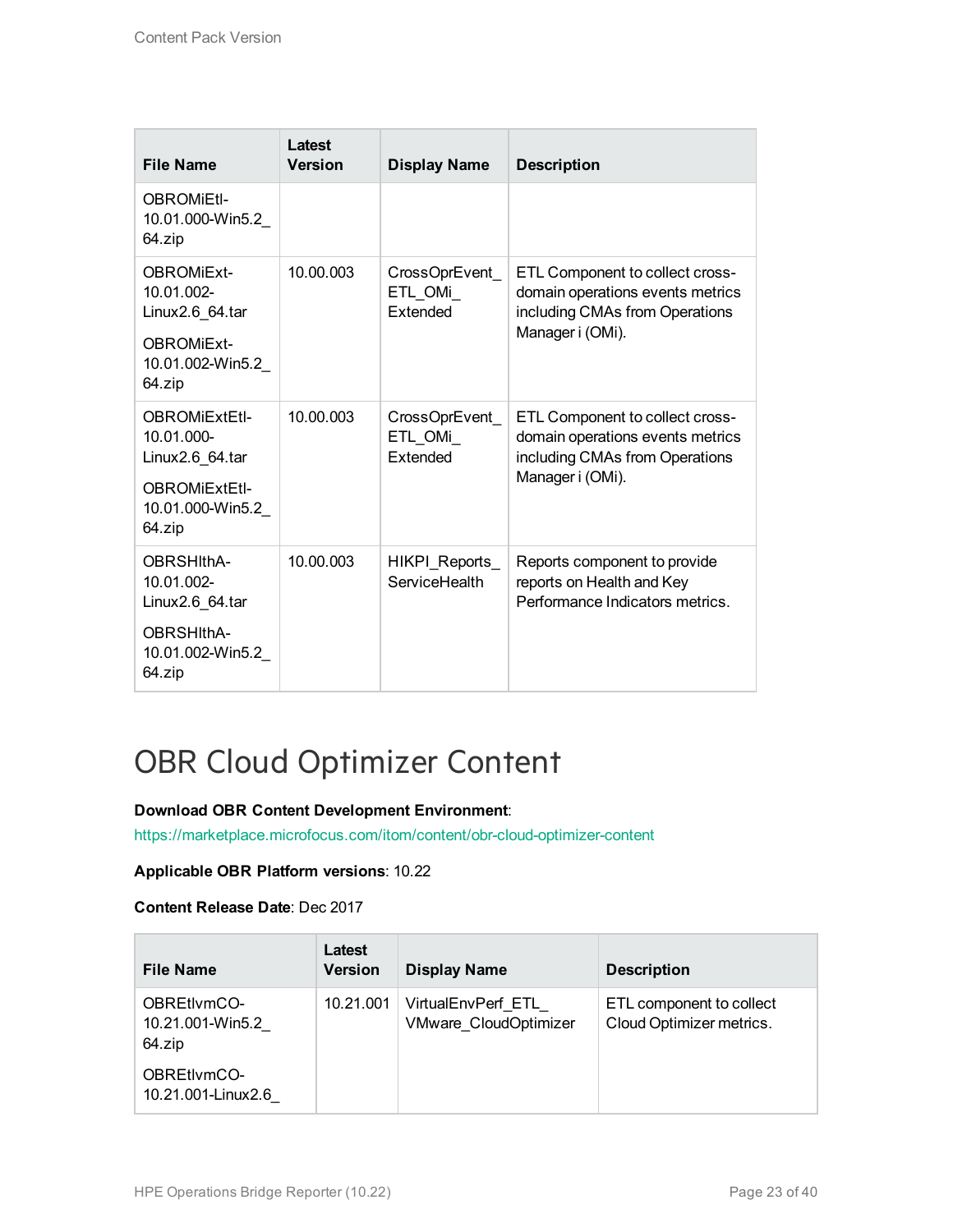| File Name | Latest Version | Display Name | Description |
| --- | --- | --- | --- |
| OBROMiEtl-10.01.000-Win5.2_64.zip | | | |
| OBROMiExt-10.01.002-Linux2.6_64.tar<br><br>OBROMiExt-10.01.002-Win5.2_64.zip | 10.00.003 | CrossOprEvent_ETL_OMi_Extended | ETL Component to collect cross-domain operations events metrics including CMAs from Operations Manager i (OMi). |
| OBROMiExtEtl-10.01.000-Linux2.6_64.tar<br><br>OBROMiExtEtl-10.01.000-Win5.2_64.zip | 10.00.003 | CrossOprEvent_ETL_OMi_Extended | ETL Component to collect cross-domain operations events metrics including CMAs from Operations Manager i (OMi). |
| OBRSHlthA-10.01.002-Linux2.6_64.tar<br><br>OBRSHlthA-10.01.002-Win5.2_64.zip | 10.00.003 | HIKPI_Reports_ServiceHealth | Reports component to provide reports on Health and Key Performance Indicators metrics. |

# OBR Cloud Optimizer Content

**Download OBR Content Development Environment**: https://marketplace.microfocus.com/itom/content/obr-cloud-optimizer-content

**Applicable OBR Platform versions**: 10.22

**Content Release Date**: Dec 2017

| File Name | Latest Version | Display Name | Description |
| --- | --- | --- | --- |
| OBREtlvmCO-10.21.001-Win5.2_64.zip<br><br>OBREtlvmCO-10.21.001-Linux2.6_ | 10.21.001 | VirtualEnvPerf_ETL_VMware_CloudOptimizer | ETL component to collect Cloud Optimizer metrics. |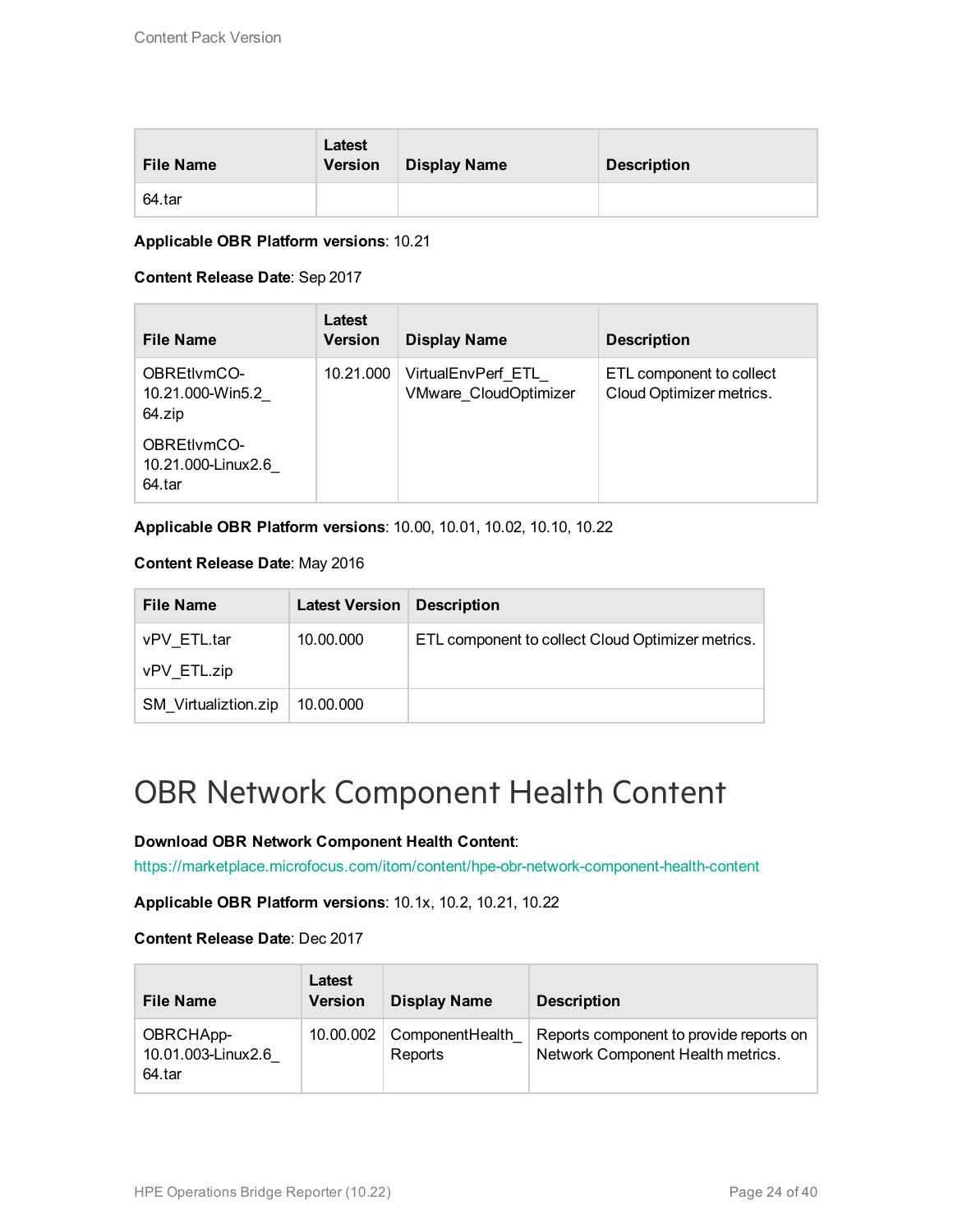| File Name | Latest Version | Display Name | Description |
|---|---|---|---|
| 64.tar | | | |

**Applicable OBR Platform versions**: 10.21

**Content Release Date**: Sep 2017

| File Name | Latest Version | Display Name | Description |
|---|---|---|---|
| OBREtlvmCO-10.21.000-Win5.2_64.zip<br><br>OBREtlvmCO-10.21.000-Linux2.6_64.tar | 10.21.000 | VirtualEnvPerf_ETL_VMware_CloudOptimizer | ETL component to collect Cloud Optimizer metrics. |

**Applicable OBR Platform versions**: 10.00, 10.01, 10.02, 10.10, 10.22

**Content Release Date**: May 2016

| File Name | Latest Version | Description |
|---|---|---|
| vPV_ETL.tar<br><br>vPV_ETL.zip | 10.00.000 | ETL component to collect Cloud Optimizer metrics. |
| SM_Virtualiztion.zip | 10.00.000 | |

# OBR Network Component Health Content

**Download OBR Network Component Health Content**:
https://marketplace.microfocus.com/itom/content/hpe-obr-network-component-health-content

**Applicable OBR Platform versions**: 10.1x, 10.2, 10.21, 10.22

**Content Release Date**: Dec 2017

| File Name | Latest Version | Display Name | Description |
|---|---|---|---|
| OBRCHApp-10.01.003-Linux2.6_64.tar | 10.00.002 | ComponentHealth_Reports | Reports component to provide reports on Network Component Health metrics. |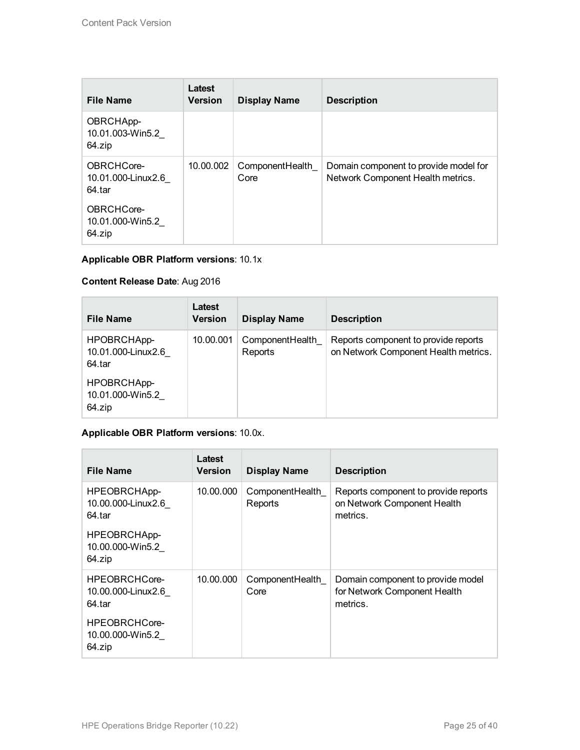| File Name | Latest Version | Display Name | Description |
| --- | --- | --- | --- |
| OBRCHApp-10.01.003-Win5.2_64.zip | | | |
| OBRCHCore-10.01.000-Linux2.6_64.tar<br>OBRCHCore-10.01.000-Win5.2_64.zip | 10.00.002 | ComponentHealth_Core | Domain component to provide model for Network Component Health metrics. |

**Applicable OBR Platform versions**: 10.1x

**Content Release Date**: Aug 2016

| File Name | Latest Version | Display Name | Description |
| --- | --- | --- | --- |
| HPOBRCHApp-10.01.000-Linux2.6_64.tar<br>HPOBRCHApp-10.01.000-Win5.2_64.zip | 10.00.001 | ComponentHealth_Reports | Reports component to provide reports on Network Component Health metrics. |

**Applicable OBR Platform versions**: 10.0x.

| File Name | Latest Version | Display Name | Description |
| --- | --- | --- | --- |
| HPEOBRCHApp-10.00.000-Linux2.6_64.tar<br>HPEOBRCHApp-10.00.000-Win5.2_64.zip | 10.00.000 | ComponentHealth_Reports | Reports component to provide reports on Network Component Health metrics. |
| HPEOBRCHCore-10.00.000-Linux2.6_64.tar<br>HPEOBRCHCore-10.00.000-Win5.2_64.zip | 10.00.000 | ComponentHealth_Core | Domain component to provide model for Network Component Health metrics. |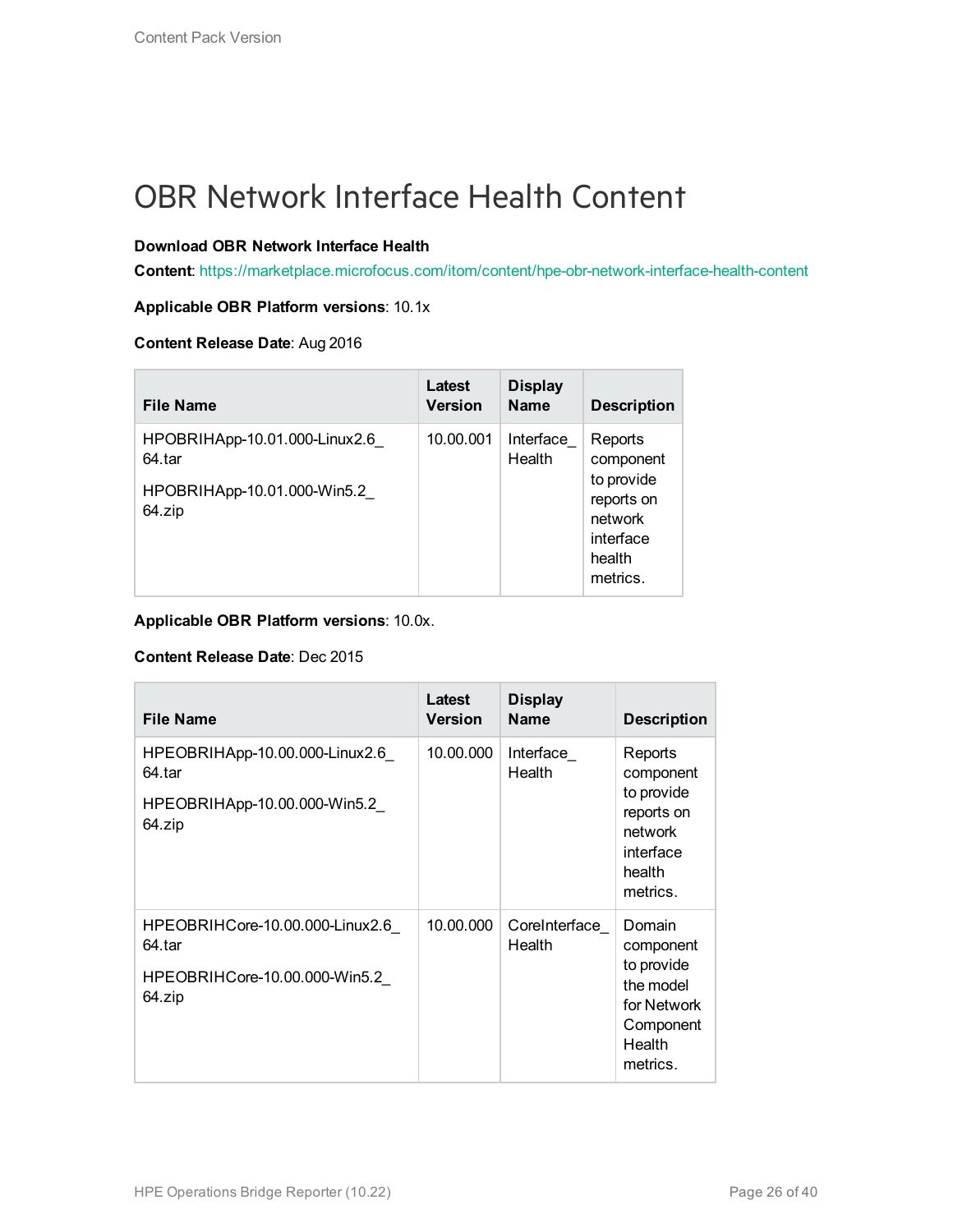# OBR Network Interface Health Content

**Download OBR Network Interface Health Content**: https://marketplace.microfocus.com/itom/content/hpe-obr-network-interface-health-content

**Applicable OBR Platform versions**: 10.1x

**Content Release Date**: Aug 2016

| File Name | Latest Version | Display Name | Description |
|---|---|---|---|
| HPOBRIHApp-10.01.000-Linux2.6_64.tar<br>HPOBRIHApp-10.01.000-Win5.2_64.zip | 10.00.001 | Interface_Health | Reports component to provide reports on network interface health metrics. |

**Applicable OBR Platform versions**: 10.0x.

**Content Release Date**: Dec 2015

| File Name | Latest Version | Display Name | Description |
|---|---|---|---|
| HPEOBRIHApp-10.00.000-Linux2.6_64.tar<br>HPEOBRIHApp-10.00.000-Win5.2_64.zip | 10.00.000 | Interface_Health | Reports component to provide reports on network interface health metrics. |
| HPEOBRIHCore-10.00.000-Linux2.6_64.tar<br>HPEOBRIHCore-10.00.000-Win5.2_64.zip | 10.00.000 | CoreInterface_Health | Domain component to provide the model for Network Component Health metrics. |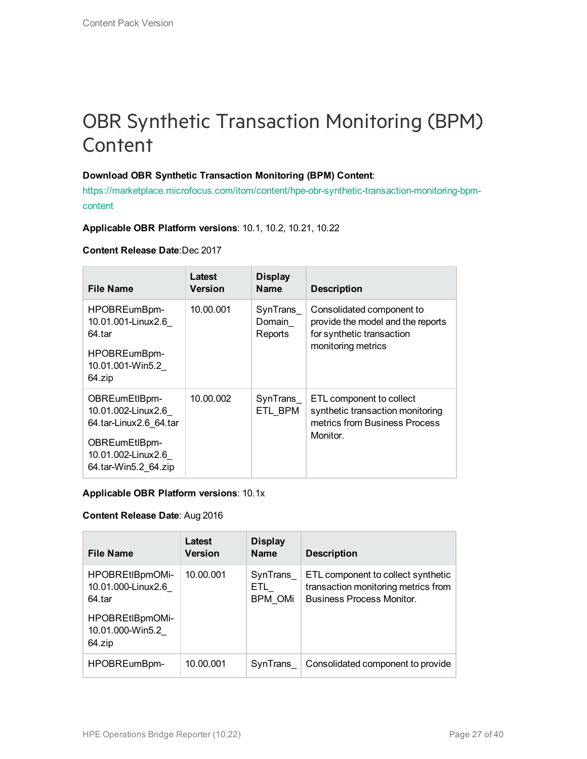# OBR Synthetic Transaction Monitoring (BPM) Content

**Download OBR Synthetic Transaction Monitoring (BPM) Content**:

https://marketplace.microfocus.com/itom/content/hpe-obr-synthetic-transaction-monitoring-bpm-content

**Applicable OBR Platform versions**: 10.1, 10.2, 10.21, 10.22

**Content Release Date**:Dec 2017

| File Name | Latest Version | Display Name | Description |
|---|---|---|---|
| HPOBREumBpm-10.01.001-Linux2.6_64.tar<br><br>HPOBREumBpm-10.01.001-Win5.2_64.zip | 10.00.001 | SynTrans_Domain_Reports | Consolidated component to provide the model and the reports for synthetic transaction monitoring metrics |
| OBREumEtlBpm-10.01.002-Linux2.6_64.tar-Linux2.6_64.tar<br><br>OBREumEtlBpm-10.01.002-Linux2.6_64.tar-Win5.2_64.zip | 10.00.002 | SynTrans_ETL_BPM | ETL component to collect synthetic transaction monitoring metrics from Business Process Monitor. |

**Applicable OBR Platform versions**: 10.1x

**Content Release Date**: Aug 2016

| File Name | Latest Version | Display Name | Description |
|---|---|---|---|
| HPOBREtlBpmOMi-10.01.000-Linux2.6_64.tar<br><br>HPOBREtlBpmOMi-10.01.000-Win5.2_64.zip | 10.00.001 | SynTrans_ETL_BPM_OMi | ETL component to collect synthetic transaction monitoring metrics from Business Process Monitor. |
| HPOBREumBpm- | 10.00.001 | SynTrans_ | Consolidated component to provide |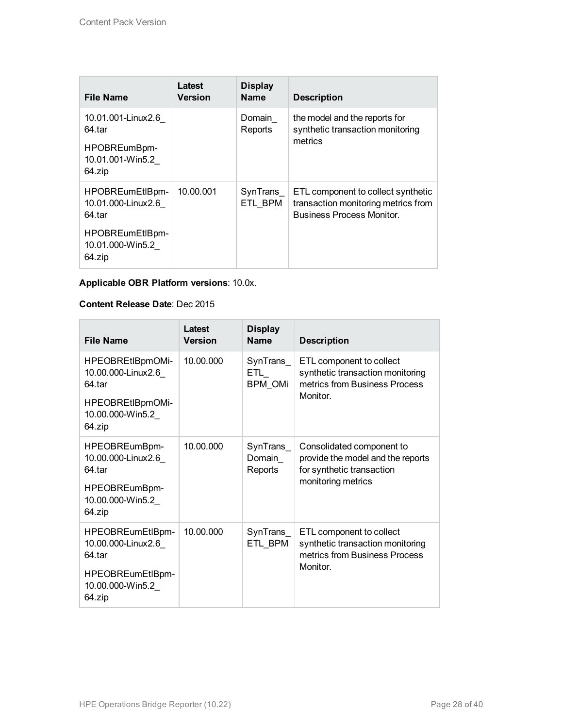| File Name | Latest Version | Display Name | Description |
| --- | --- | --- | --- |
| 10.01.001-Linux2.6_64.tar<br>HPOBREumBpm-10.01.001-Win5.2_64.zip | | Domain_Reports | the model and the reports for synthetic transaction monitoring metrics |
| HPOBREumEtlBpm-10.01.000-Linux2.6_64.tar<br>HPOBREumEtlBpm-10.01.000-Win5.2_64.zip | 10.00.001 | SynTrans_ETL_BPM | ETL component to collect synthetic transaction monitoring metrics from Business Process Monitor. |

**Applicable OBR Platform versions**: 10.0x.

**Content Release Date**: Dec 2015

| File Name | Latest Version | Display Name | Description |
| --- | --- | --- | --- |
| HPEOBREtlBpmOMi-10.00.000-Linux2.6_64.tar<br>HPEOBREtlBpmOMi-10.00.000-Win5.2_64.zip | 10.00.000 | SynTrans_ETL_BPM_OMi | ETL component to collect synthetic transaction monitoring metrics from Business Process Monitor. |
| HPEOBREumBpm-10.00.000-Linux2.6_64.tar<br>HPEOBREumBpm-10.00.000-Win5.2_64.zip | 10.00.000 | SynTrans_Domain_Reports | Consolidated component to provide the model and the reports for synthetic transaction monitoring metrics |
| HPEOBREumEtlBpm-10.00.000-Linux2.6_64.tar<br>HPEOBREumEtlBpm-10.00.000-Win5.2_64.zip | 10.00.000 | SynTrans_ETL_BPM | ETL component to collect synthetic transaction monitoring metrics from Business Process Monitor. |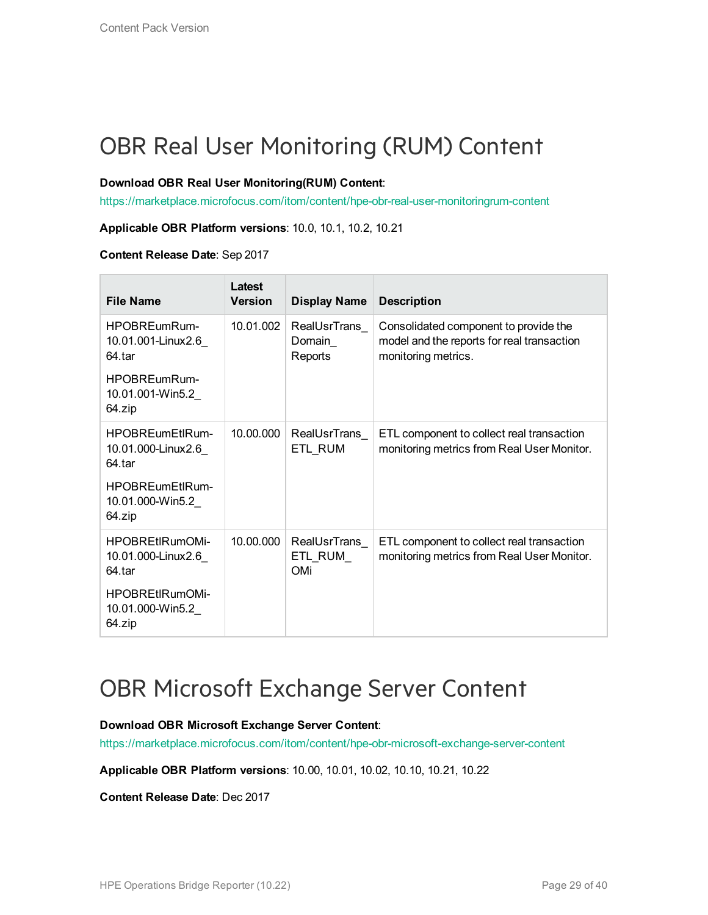# OBR Real User Monitoring (RUM) Content

**Download OBR Real User Monitoring(RUM) Content**:
https://marketplace.microfocus.com/itom/content/hpe-obr-real-user-monitoringrum-content

**Applicable OBR Platform versions**: 10.0, 10.1, 10.2, 10.21

**Content Release Date**: Sep 2017

| File Name | Latest Version | Display Name | Description |
|---|---|---|---|
| HPOBREumRum-10.01.001-Linux2.6_64.tar<br>HPOBREumRum-10.01.001-Win5.2_64.zip | 10.01.002 | RealUsrTrans_Domain_Reports | Consolidated component to provide the model and the reports for real transaction monitoring metrics. |
| HPOBREumEtlRum-10.01.000-Linux2.6_64.tar<br>HPOBREumEtlRum-10.01.000-Win5.2_64.zip | 10.00.000 | RealUsrTrans_ETL_RUM | ETL component to collect real transaction monitoring metrics from Real User Monitor. |
| HPOBREtlRumOMi-10.01.000-Linux2.6_64.tar<br>HPOBREtlRumOMi-10.01.000-Win5.2_64.zip | 10.00.000 | RealUsrTrans_ETL_RUM_OMi | ETL component to collect real transaction monitoring metrics from Real User Monitor. |

# OBR Microsoft Exchange Server Content

**Download OBR Microsoft Exchange Server Content**:
https://marketplace.microfocus.com/itom/content/hpe-obr-microsoft-exchange-server-content

**Applicable OBR Platform versions**: 10.00, 10.01, 10.02, 10.10, 10.21, 10.22

**Content Release Date**: Dec 2017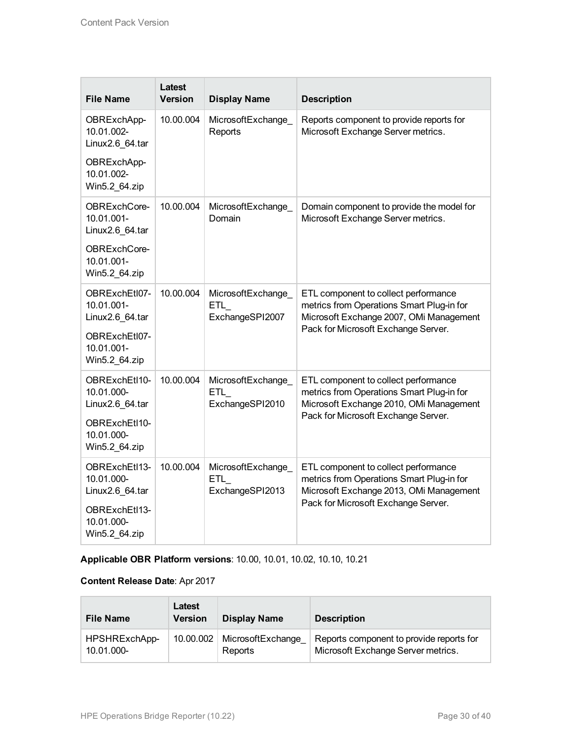| File Name | Latest Version | Display Name | Description |
| --- | --- | --- | --- |
| OBRExchApp-10.01.002-Linux2.6_64.tar<br>OBRExchApp-10.01.002-Win5.2_64.zip | 10.00.004 | MicrosoftExchange_Reports | Reports component to provide reports for Microsoft Exchange Server metrics. |
| OBRExchCore-10.01.001-Linux2.6_64.tar<br>OBRExchCore-10.01.001-Win5.2_64.zip | 10.00.004 | MicrosoftExchange_Domain | Domain component to provide the model for Microsoft Exchange Server metrics. |
| OBRExchEtl07-10.01.001-Linux2.6_64.tar<br>OBRExchEtl07-10.01.001-Win5.2_64.zip | 10.00.004 | MicrosoftExchange_ETL_ExchangeSPI2007 | ETL component to collect performance metrics from Operations Smart Plug-in for Microsoft Exchange 2007, OMi Management Pack for Microsoft Exchange Server. |
| OBRExchEtl10-10.01.000-Linux2.6_64.tar<br>OBRExchEtl10-10.01.000-Win5.2_64.zip | 10.00.004 | MicrosoftExchange_ETL_ExchangeSPI2010 | ETL component to collect performance metrics from Operations Smart Plug-in for Microsoft Exchange 2010, OMi Management Pack for Microsoft Exchange Server. |
| OBRExchEtl13-10.01.000-Linux2.6_64.tar<br>OBRExchEtl13-10.01.000-Win5.2_64.zip | 10.00.004 | MicrosoftExchange_ETL_ExchangeSPI2013 | ETL component to collect performance metrics from Operations Smart Plug-in for Microsoft Exchange 2013, OMi Management Pack for Microsoft Exchange Server. |

**Applicable OBR Platform versions**: 10.00, 10.01, 10.02, 10.10, 10.21

**Content Release Date**: Apr 2017

| File Name | Latest Version | Display Name | Description |
| --- | --- | --- | --- |
| HPSHRExchApp-10.01.000- | 10.00.002 | MicrosoftExchange_Reports | Reports component to provide reports for Microsoft Exchange Server metrics. |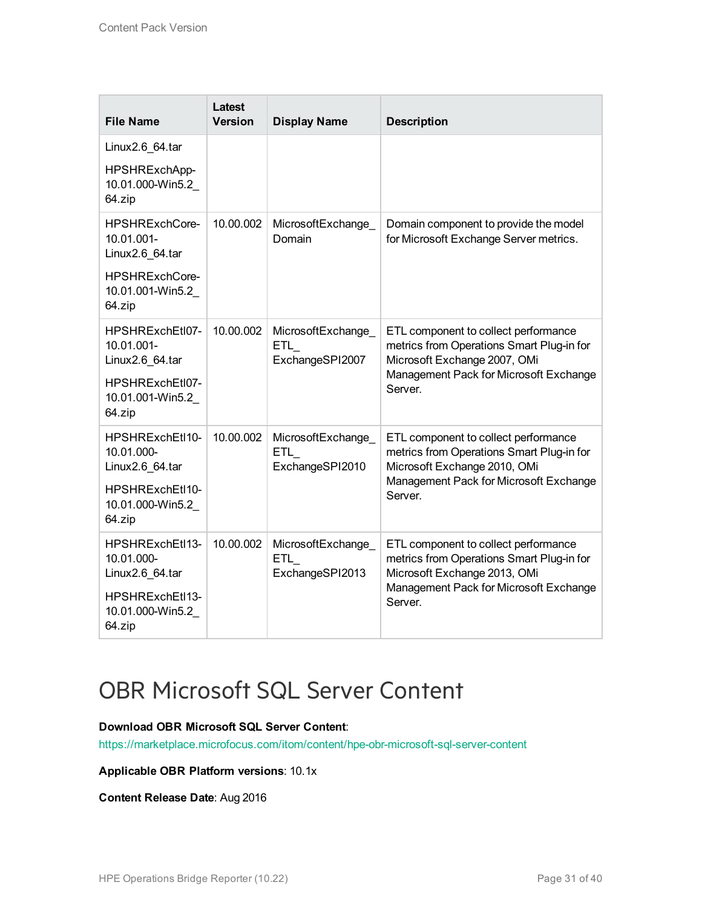| File Name | Latest Version | Display Name | Description |
|---|---|---|---|
| Linux2.6_64.tar<br><br>HPSHRExchApp-10.01.000-Win5.2_64.zip | | | |
| HPSHRExchCore-10.01.001-Linux2.6_64.tar<br><br>HPSHRExchCore-10.01.001-Win5.2_64.zip | 10.00.002 | MicrosoftExchange_Domain | Domain component to provide the model for Microsoft Exchange Server metrics. |
| HPSHRExchEtl07-10.01.001-Linux2.6_64.tar<br><br>HPSHRExchEtl07-10.01.001-Win5.2_64.zip | 10.00.002 | MicrosoftExchange_ETL_ExchangeSPI2007 | ETL component to collect performance metrics from Operations Smart Plug-in for Microsoft Exchange 2007, OMi Management Pack for Microsoft Exchange Server. |
| HPSHRExchEtl10-10.01.000-Linux2.6_64.tar<br><br>HPSHRExchEtl10-10.01.000-Win5.2_64.zip | 10.00.002 | MicrosoftExchange_ETL_ExchangeSPI2010 | ETL component to collect performance metrics from Operations Smart Plug-in for Microsoft Exchange 2010, OMi Management Pack for Microsoft Exchange Server. |
| HPSHRExchEtl13-10.01.000-Linux2.6_64.tar<br><br>HPSHRExchEtl13-10.01.000-Win5.2_64.zip | 10.00.002 | MicrosoftExchange_ETL_ExchangeSPI2013 | ETL component to collect performance metrics from Operations Smart Plug-in for Microsoft Exchange 2013, OMi Management Pack for Microsoft Exchange Server. |

# OBR Microsoft SQL Server Content

**Download OBR Microsoft SQL Server Content**:
https://marketplace.microfocus.com/itom/content/hpe-obr-microsoft-sql-server-content

**Applicable OBR Platform versions**: 10.1x

**Content Release Date**: Aug 2016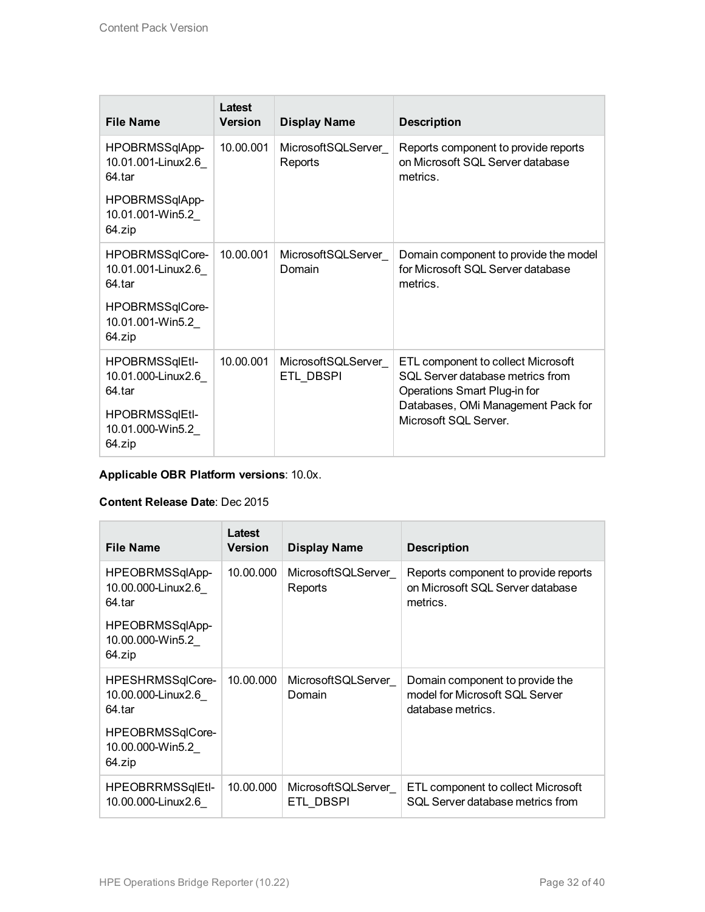| File Name | Latest Version | Display Name | Description |
| --- | --- | --- | --- |
| HPOBRMSSqlApp-10.01.001-Linux2.6_64.tar<br>HPOBRMSSqlApp-10.01.001-Win5.2_64.zip | 10.00.001 | MicrosoftSQLServer_Reports | Reports component to provide reports on Microsoft SQL Server database metrics. |
| HPOBRMSSqlCore-10.01.001-Linux2.6_64.tar<br>HPOBRMSSqlCore-10.01.001-Win5.2_64.zip | 10.00.001 | MicrosoftSQLServer_Domain | Domain component to provide the model for Microsoft SQL Server database metrics. |
| HPOBRMSSqlEtl-10.01.000-Linux2.6_64.tar<br>HPOBRMSSqlEtl-10.01.000-Win5.2_64.zip | 10.00.001 | MicrosoftSQLServer_ETL_DBSPI | ETL component to collect Microsoft SQL Server database metrics from Operations Smart Plug-in for Databases, OMi Management Pack for Microsoft SQL Server. |

**Applicable OBR Platform versions**: 10.0x.

**Content Release Date**: Dec 2015

| File Name | Latest Version | Display Name | Description |
| --- | --- | --- | --- |
| HPEOBRMSSqlApp-10.00.000-Linux2.6_64.tar<br>HPEOBRMSSqlApp-10.00.000-Win5.2_64.zip | 10.00.000 | MicrosoftSQLServer_Reports | Reports component to provide reports on Microsoft SQL Server database metrics. |
| HPESHRMSSqlCore-10.00.000-Linux2.6_64.tar<br>HPEOBRMSSqlCore-10.00.000-Win5.2_64.zip | 10.00.000 | MicrosoftSQLServer_Domain | Domain component to provide the model for Microsoft SQL Server database metrics. |
| HPEOBRRMSSqlEtl-10.00.000-Linux2.6_ | 10.00.000 | MicrosoftSQLServer_ETL_DBSPI | ETL component to collect Microsoft SQL Server database metrics from |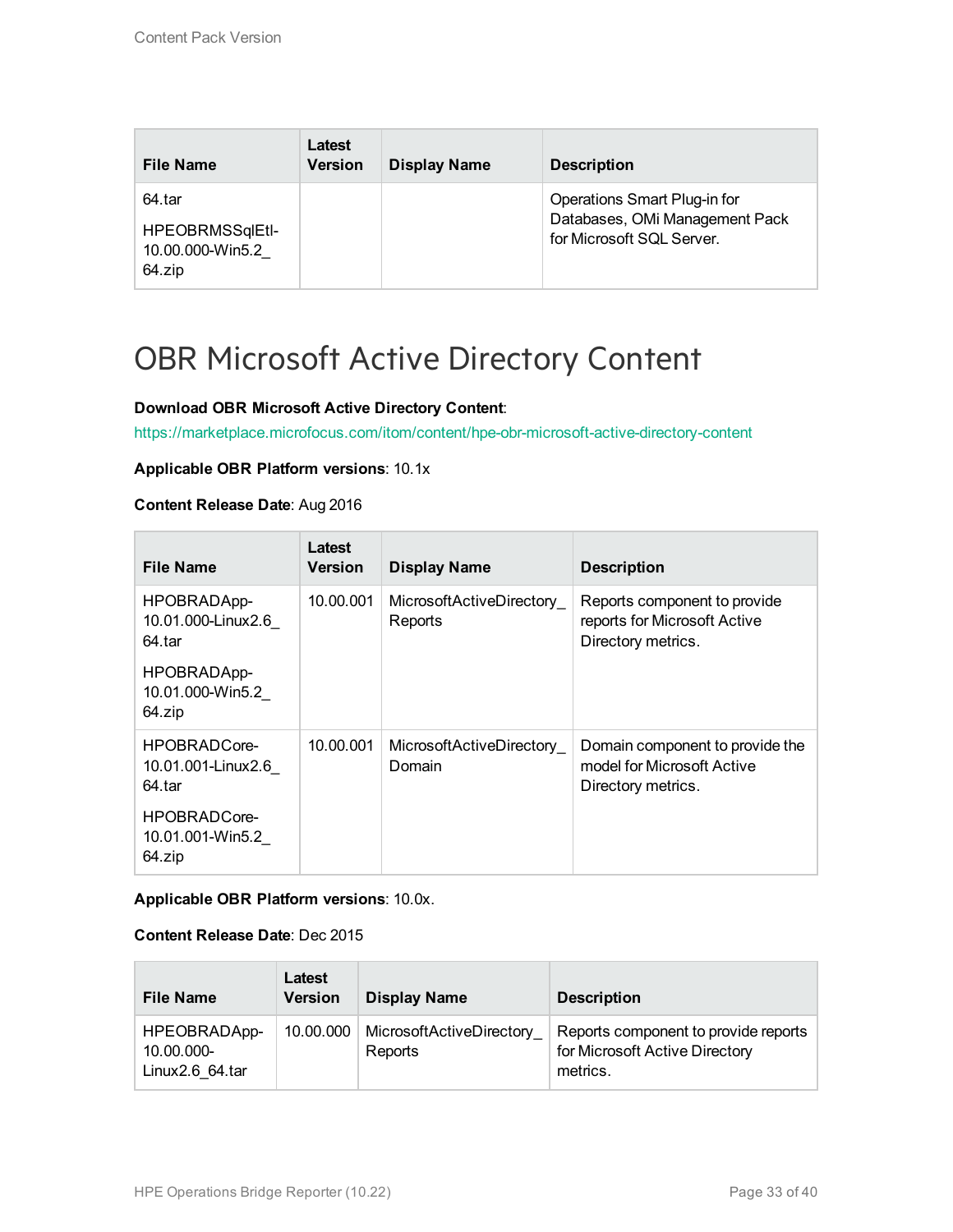| File Name | Latest Version | Display Name | Description |
| --- | --- | --- | --- |
| 64.tar<br>HPEOBRMSSqlEtl-10.00.000-Win5.2_64.zip | | | Operations Smart Plug-in for Databases, OMi Management Pack for Microsoft SQL Server. |

# OBR Microsoft Active Directory Content

**Download OBR Microsoft Active Directory Content**:

https://marketplace.microfocus.com/itom/content/hpe-obr-microsoft-active-directory-content

**Applicable OBR Platform versions**: 10.1x

**Content Release Date**: Aug 2016

| File Name | Latest Version | Display Name | Description |
| --- | --- | --- | --- |
| HPOBRADApp-10.01.000-Linux2.6_64.tar<br>HPOBRADApp-10.01.000-Win5.2_64.zip | 10.00.001 | MicrosoftActiveDirectory_Reports | Reports component to provide reports for Microsoft Active Directory metrics. |
| HPOBRADCore-10.01.001-Linux2.6_64.tar<br>HPOBRADCore-10.01.001-Win5.2_64.zip | 10.00.001 | MicrosoftActiveDirectory_Domain | Domain component to provide the model for Microsoft Active Directory metrics. |

**Applicable OBR Platform versions**: 10.0x.

**Content Release Date**: Dec 2015

| File Name | Latest Version | Display Name | Description |
| --- | --- | --- | --- |
| HPEOBRADApp-10.00.000-Linux2.6_64.tar | 10.00.000 | MicrosoftActiveDirectory_Reports | Reports component to provide reports for Microsoft Active Directory metrics. |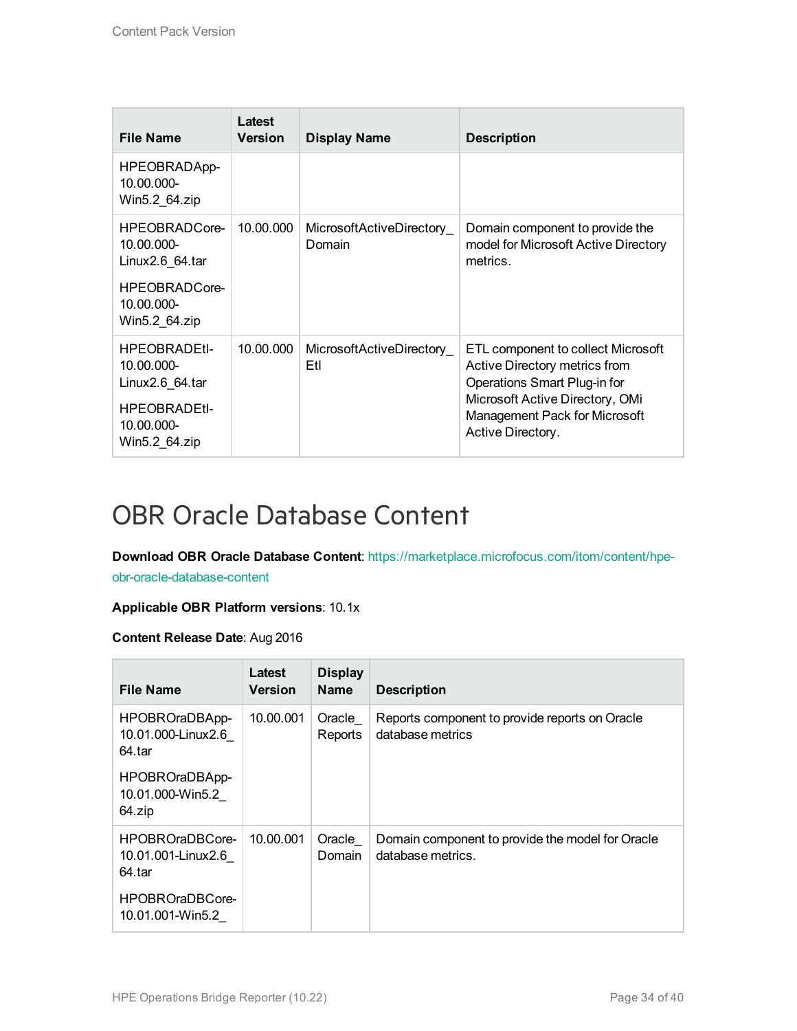| File Name | Latest Version | Display Name | Description |
|---|---|---|---|
| HPEOBRADApp-10.00.000-Win5.2_64.zip | | | |
| HPEOBRADCore-10.00.000-Linux2.6_64.tar<br><br>HPEOBRADCore-10.00.000-Win5.2_64.zip | 10.00.000 | MicrosoftActiveDirectory_Domain | Domain component to provide the model for Microsoft Active Directory metrics. |
| HPEOBRADEtl-10.00.000-Linux2.6_64.tar<br><br>HPEOBRADEtl-10.00.000-Win5.2_64.zip | 10.00.000 | MicrosoftActiveDirectory_Etl | ETL component to collect Microsoft Active Directory metrics from Operations Smart Plug-in for Microsoft Active Directory, OMi Management Pack for Microsoft Active Directory. |

# OBR Oracle Database Content

**Download OBR Oracle Database Content**: https://marketplace.microfocus.com/itom/content/hpe-obr-oracle-database-content

**Applicable OBR Platform versions**: 10.1x

**Content Release Date**: Aug 2016

| File Name | Latest Version | Display Name | Description |
|---|---|---|---|
| HPOBROraDBApp-10.01.000-Linux2.6_64.tar<br><br>HPOBROraDBApp-10.01.000-Win5.2_64.zip | 10.00.001 | Oracle_Reports | Reports component to provide reports on Oracle database metrics |
| HPOBROraDBCore-10.01.001-Linux2.6_64.tar<br><br>HPOBROraDBCore-10.01.001-Win5.2_ | 10.00.001 | Oracle_Domain | Domain component to provide the model for Oracle database metrics. |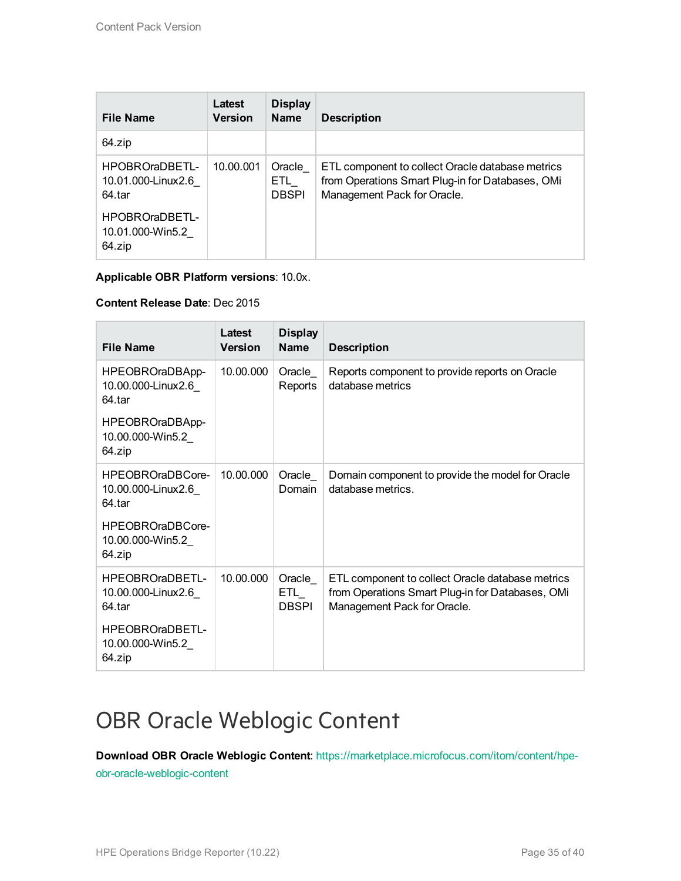| File Name | Latest Version | Display Name | Description |
|---|---|---|---|
| 64.zip | | | |
| HPOBROraDBETL-10.01.000-Linux2.6_64.tar<br><br>HPOBROraDBETL-10.01.000-Win5.2_64.zip | 10.00.001 | Oracle_ETL_DBSPI | ETL component to collect Oracle database metrics from Operations Smart Plug-in for Databases, OMi Management Pack for Oracle. |

**Applicable OBR Platform versions**: 10.0x.

**Content Release Date**: Dec 2015

| File Name | Latest Version | Display Name | Description |
|---|---|---|---|
| HPEOBROraDBApp-10.00.000-Linux2.6_64.tar<br><br>HPEOBROraDBApp-10.00.000-Win5.2_64.zip | 10.00.000 | Oracle_Reports | Reports component to provide reports on Oracle database metrics |
| HPEOBROraDBCore-10.00.000-Linux2.6_64.tar<br><br>HPEOBROraDBCore-10.00.000-Win5.2_64.zip | 10.00.000 | Oracle_Domain | Domain component to provide the model for Oracle database metrics. |
| HPEOBROraDBETL-10.00.000-Linux2.6_64.tar<br><br>HPEOBROraDBETL-10.00.000-Win5.2_64.zip | 10.00.000 | Oracle_ETL_DBSPI | ETL component to collect Oracle database metrics from Operations Smart Plug-in for Databases, OMi Management Pack for Oracle. |

# OBR Oracle Weblogic Content

**Download OBR Oracle Weblogic Content**: https://marketplace.microfocus.com/itom/content/hpe-obr-oracle-weblogic-content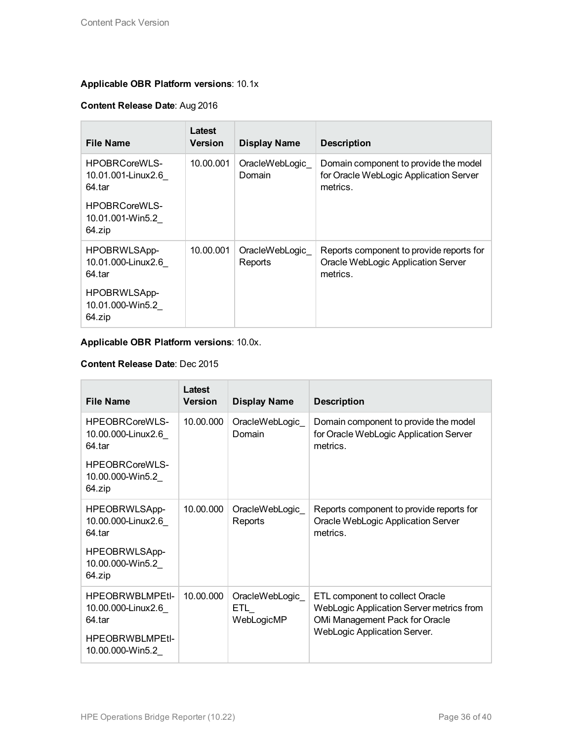**Applicable OBR Platform versions**: 10.1x

**Content Release Date**: Aug 2016

| File Name | Latest Version | Display Name | Description |
|---|---|---|---|
| HPOBRCoreWLS-10.01.001-Linux2.6_64.tar<br><br>HPOBRCoreWLS-10.01.001-Win5.2_64.zip | 10.00.001 | OracleWebLogic_Domain | Domain component to provide the model for Oracle WebLogic Application Server metrics. |
| HPOBRWLSApp-10.01.000-Linux2.6_64.tar<br><br>HPOBRWLSApp-10.01.000-Win5.2_64.zip | 10.00.001 | OracleWebLogic_Reports | Reports component to provide reports for Oracle WebLogic Application Server metrics. |

**Applicable OBR Platform versions**: 10.0x.

**Content Release Date**: Dec 2015

| File Name | Latest Version | Display Name | Description |
|---|---|---|---|
| HPEOBRCoreWLS-10.00.000-Linux2.6_64.tar<br><br>HPEOBRCoreWLS-10.00.000-Win5.2_64.zip | 10.00.000 | OracleWebLogic_Domain | Domain component to provide the model for Oracle WebLogic Application Server metrics. |
| HPEOBRWLSApp-10.00.000-Linux2.6_64.tar<br><br>HPEOBRWLSApp-10.00.000-Win5.2_64.zip | 10.00.000 | OracleWebLogic_Reports | Reports component to provide reports for Oracle WebLogic Application Server metrics. |
| HPEOBRWBLMPEtl-10.00.000-Linux2.6_64.tar<br><br>HPEOBRWBLMPEtl-10.00.000-Win5.2_ | 10.00.000 | OracleWebLogic_ETL_WebLogicMP | ETL component to collect Oracle WebLogic Application Server metrics from OMi Management Pack for Oracle WebLogic Application Server. |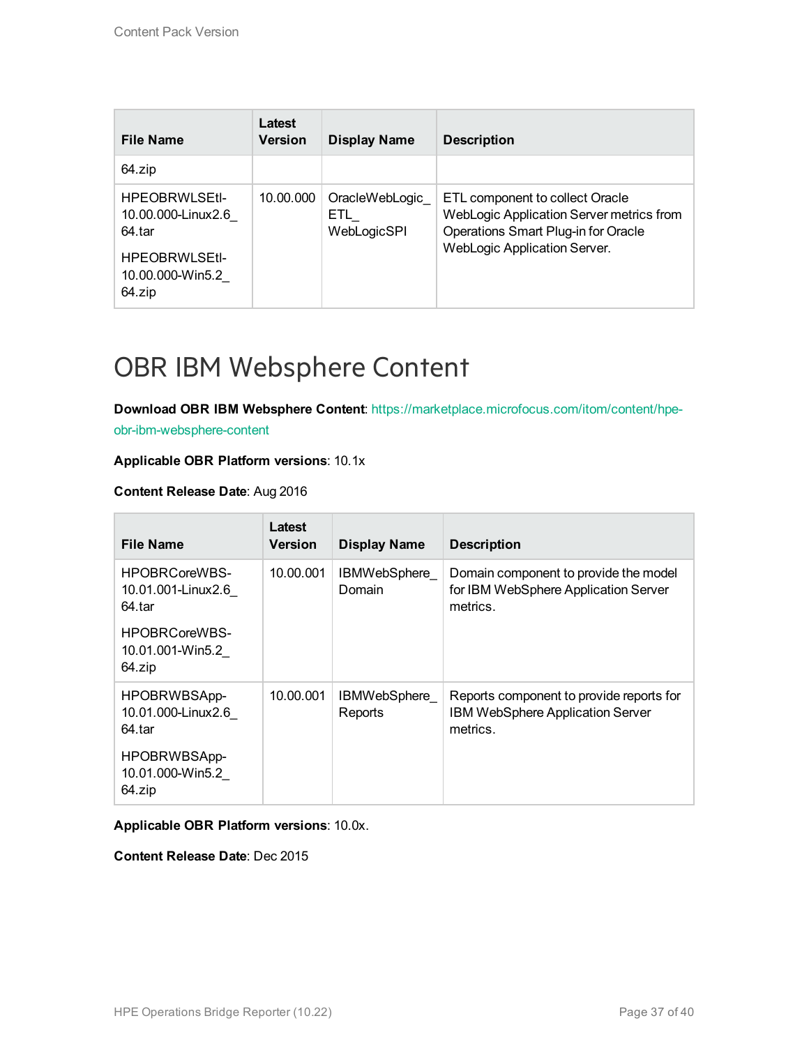| File Name | Latest Version | Display Name | Description |
|---|---|---|---|
| 64.zip | | | |
| HPEOBRWLSEtl-10.00.000-Linux2.6_64.tar<br>HPEOBRWLSEtl-10.00.000-Win5.2_64.zip | 10.00.000 | OracleWebLogic_ETL_WebLogicSPI | ETL component to collect Oracle WebLogic Application Server metrics from Operations Smart Plug-in for Oracle WebLogic Application Server. |

# OBR IBM Websphere Content

**Download OBR IBM Websphere Content**: https://marketplace.microfocus.com/itom/content/hpe-obr-ibm-websphere-content

**Applicable OBR Platform versions**: 10.1x

**Content Release Date**: Aug 2016

| File Name | Latest Version | Display Name | Description |
|---|---|---|---|
| HPOBRCoreWBS-10.01.001-Linux2.6_64.tar<br>HPOBRCoreWBS-10.01.001-Win5.2_64.zip | 10.00.001 | IBMWebSphere_Domain | Domain component to provide the model for IBM WebSphere Application Server metrics. |
| HPOBRWBSApp-10.01.000-Linux2.6_64.tar<br>HPOBRWBSApp-10.01.000-Win5.2_64.zip | 10.00.001 | IBMWebSphere_Reports | Reports component to provide reports for IBM WebSphere Application Server metrics. |

**Applicable OBR Platform versions**: 10.0x.

**Content Release Date**: Dec 2015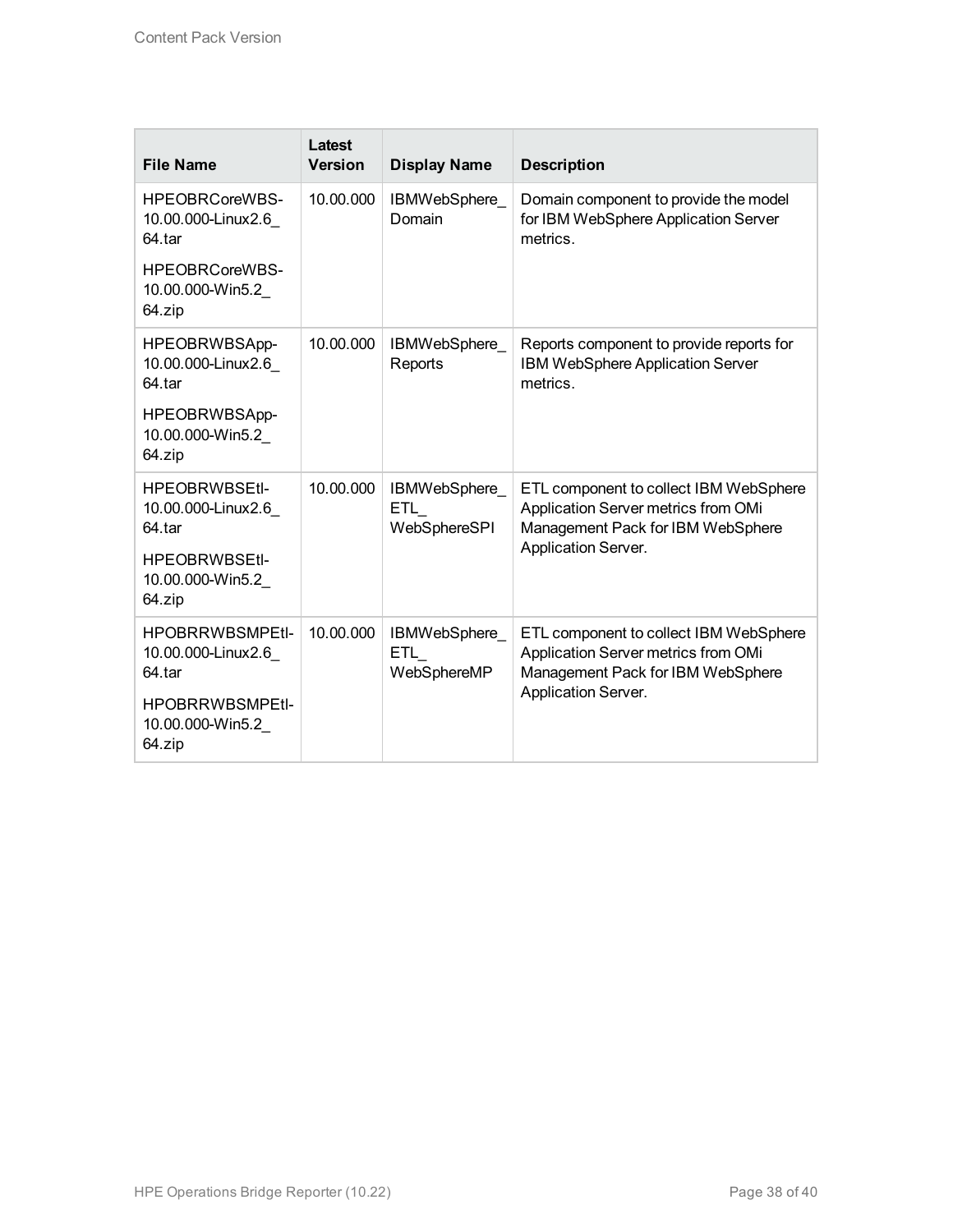| File Name | Latest Version | Display Name | Description |
| --- | --- | --- | --- |
| HPEOBRCoreWBS-10.00.000-Linux2.6_64.tar<br>HPEOBRCoreWBS-10.00.000-Win5.2_64.zip | 10.00.000 | IBMWebSphere_Domain | Domain component to provide the model for IBM WebSphere Application Server metrics. |
| HPEOBRWBSApp-10.00.000-Linux2.6_64.tar<br>HPEOBRWBSApp-10.00.000-Win5.2_64.zip | 10.00.000 | IBMWebSphere_Reports | Reports component to provide reports for IBM WebSphere Application Server metrics. |
| HPEOBRWBSEtl-10.00.000-Linux2.6_64.tar<br>HPEOBRWBSEtl-10.00.000-Win5.2_64.zip | 10.00.000 | IBMWebSphere_ETL_WebSphereSPI | ETL component to collect IBM WebSphere Application Server metrics from OMi Management Pack for IBM WebSphere Application Server. |
| HPOBRRWBSMPEtl-10.00.000-Linux2.6_64.tar<br>HPOBRRWBSMPEtl-10.00.000-Win5.2_64.zip | 10.00.000 | IBMWebSphere_ETL_WebSphereMP | ETL component to collect IBM WebSphere Application Server metrics from OMi Management Pack for IBM WebSphere Application Server. |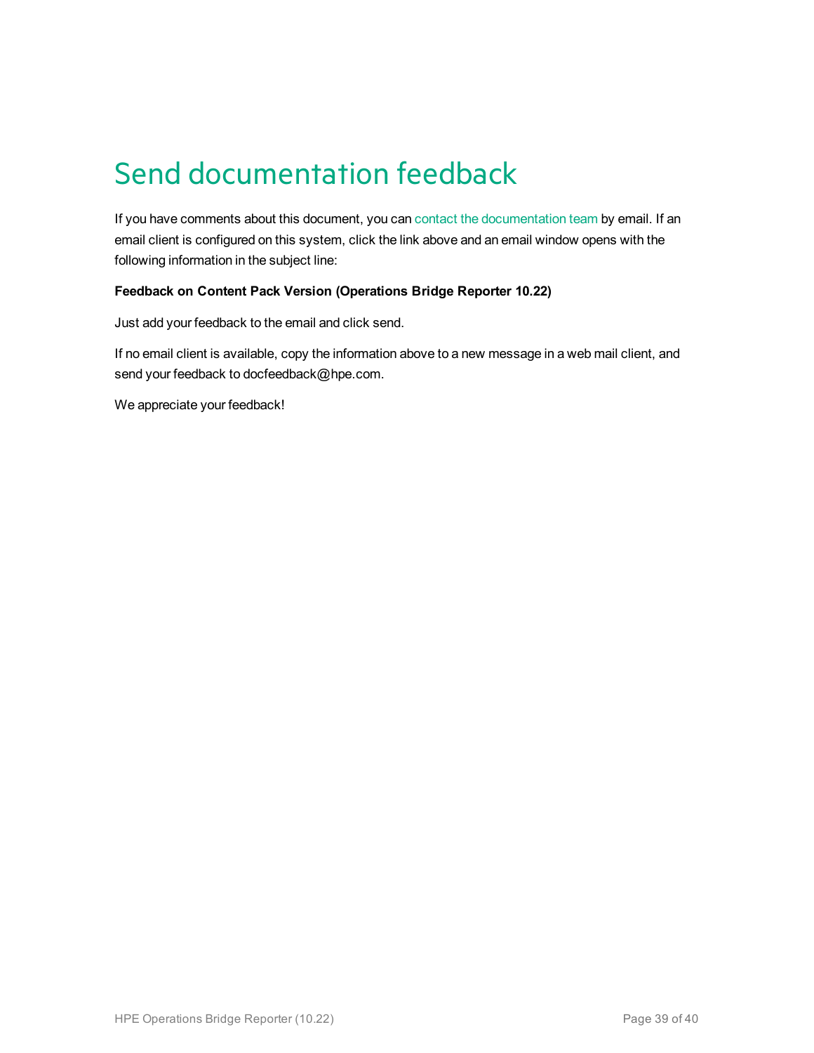# Send documentation feedback

If you have comments about this document, you can contact the documentation team by email. If an email client is configured on this system, click the link above and an email window opens with the following information in the subject line:

**Feedback on Content Pack Version (Operations Bridge Reporter 10.22)**

Just add your feedback to the email and click send.

If no email client is available, copy the information above to a new message in a web mail client, and send your feedback to docfeedback@hpe.com.

We appreciate your feedback!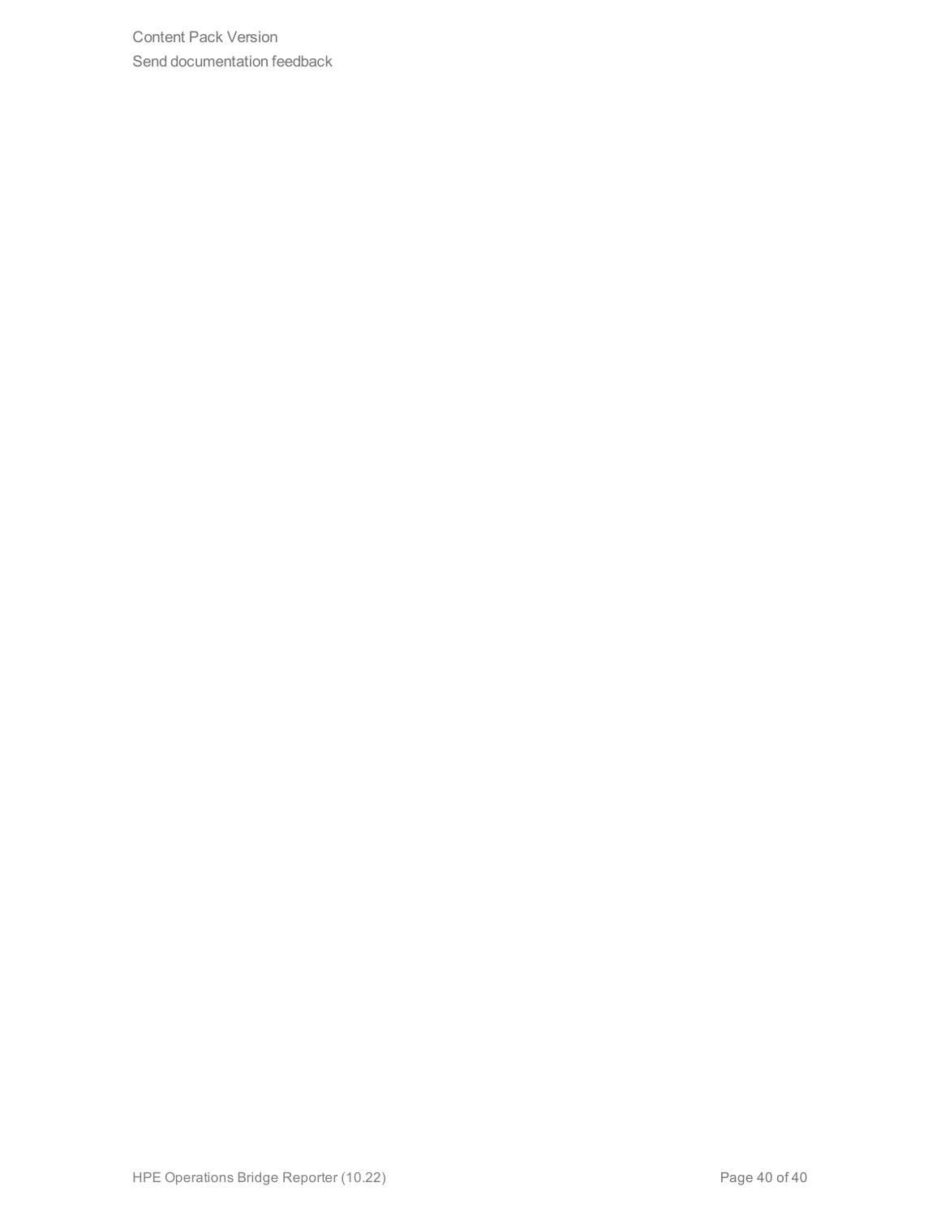Content Pack Version

Send documentation feedback